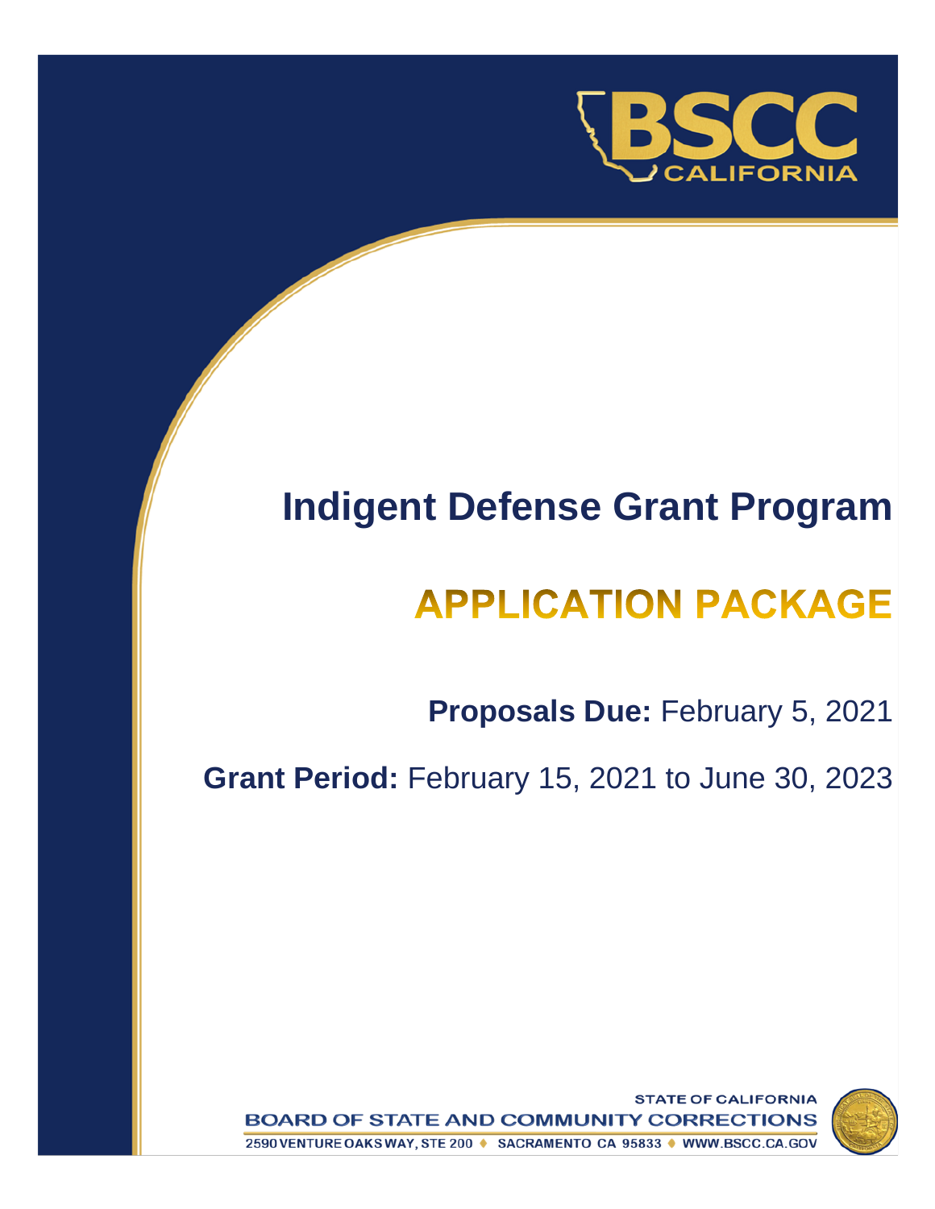BSCC
CALIFORNIA

# Indigent Defense Grant Program

# APPLICATION PACKAGE

**Proposals Due:** February 5, 2021

**Grant Period:** February 15, 2021 to June 30, 2023

STATE OF CALIFORNIA
BOARD OF STATE AND COMMUNITY CORRECTIONS
2590 VENTURE OAKS WAY, STE 200 ♦ SACRAMENTO CA 95833 ♦ WWW.BSCC.CA.GOV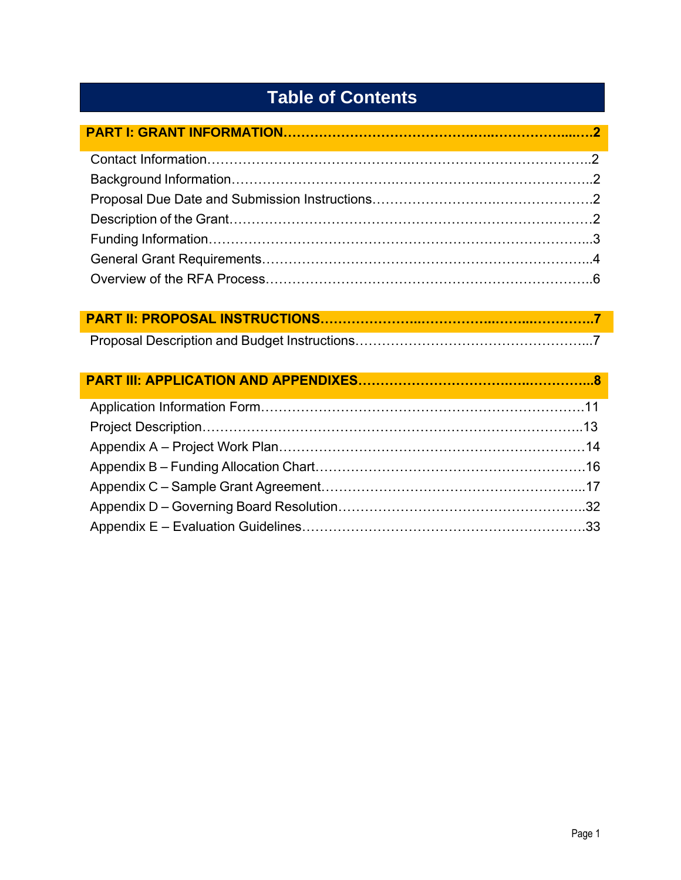# Table of Contents

**PART I: GRANT INFORMATION……………………………….….…………...…2**

Contact Information……………………………….……………………………………..2
Background Information……………………………….……………….……………….2
Proposal Due Date and Submission Instructions…………………….…………………2
Description of the Grant……………………………………………………….…………2
Funding Information……………………………………………………………………...3
General Grant Requirements…………………………………………………………...4
Overview of the RFA Process…………………………………………………………..6

**PART II: PROPOSAL INSTRUCTIONS………………..…………..……..…………..7**

Proposal Description and Budget Instructions……………………………………………...7

**PART III: APPLICATION AND APPENDIXES……………………….…..…………..8**

Application Information Form…………………………………………………………11
Project Description………………………………………………………………………..13
Appendix A – Project Work Plan…………………………………………………………14
Appendix B – Funding Allocation Chart…………………………………………………16
Appendix C – Sample Grant Agreement……………………………………………...17
Appendix D – Governing Board Resolution…………………….……………………..32
Appendix E – Evaluation Guidelines…………………………………………………….33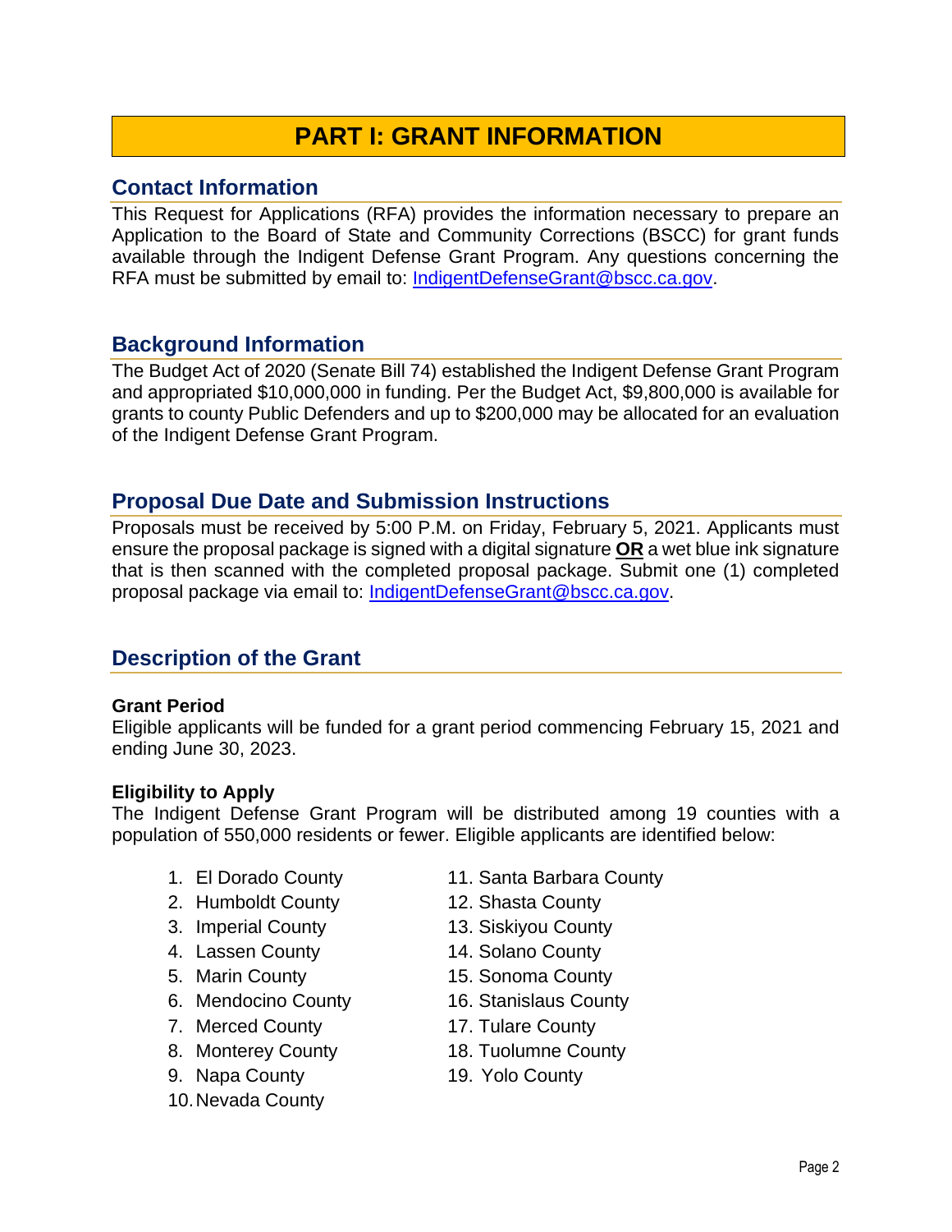# PART I: GRANT INFORMATION

## Contact Information

This Request for Applications (RFA) provides the information necessary to prepare an Application to the Board of State and Community Corrections (BSCC) for grant funds available through the Indigent Defense Grant Program. Any questions concerning the RFA must be submitted by email to: IndigentDefenseGrant@bscc.ca.gov.

## Background Information

The Budget Act of 2020 (Senate Bill 74) established the Indigent Defense Grant Program and appropriated $10,000,000 in funding. Per the Budget Act, $9,800,000 is available for grants to county Public Defenders and up to $200,000 may be allocated for an evaluation of the Indigent Defense Grant Program.

## Proposal Due Date and Submission Instructions

Proposals must be received by 5:00 P.M. on Friday, February 5, 2021. Applicants must ensure the proposal package is signed with a digital signature **OR** a wet blue ink signature that is then scanned with the completed proposal package. Submit one (1) completed proposal package via email to: IndigentDefenseGrant@bscc.ca.gov.

## Description of the Grant

**Grant Period**

Eligible applicants will be funded for a grant period commencing February 15, 2021 and ending June 30, 2023.

**Eligibility to Apply**

The Indigent Defense Grant Program will be distributed among 19 counties with a population of 550,000 residents or fewer. Eligible applicants are identified below:

1. El Dorado County
2. Humboldt County
3. Imperial County
4. Lassen County
5. Marin County
6. Mendocino County
7. Merced County
8. Monterey County
9. Napa County
10. Nevada County
11. Santa Barbara County
12. Shasta County
13. Siskiyou County
14. Solano County
15. Sonoma County
16. Stanislaus County
17. Tulare County
18. Tuolumne County
19. Yolo County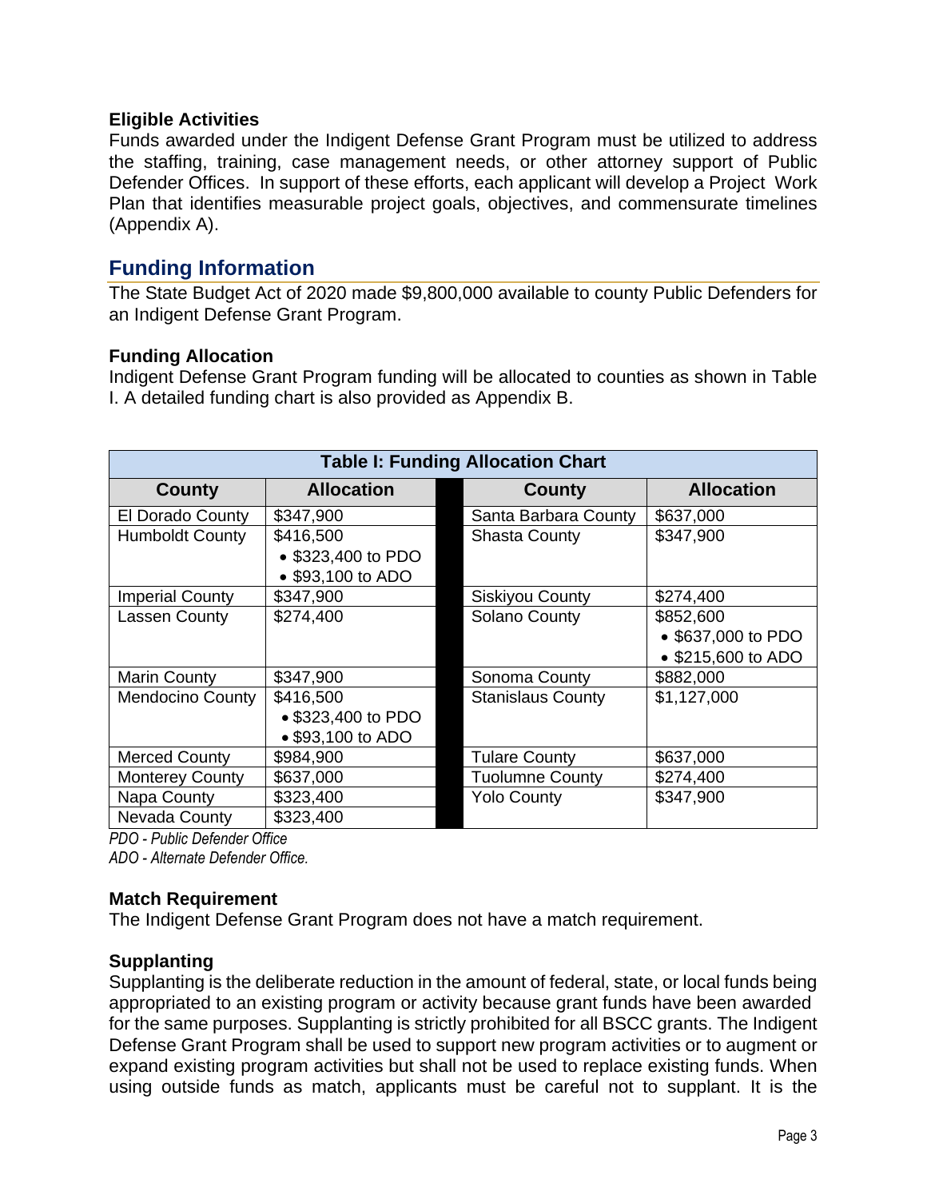### Eligible Activities

Funds awarded under the Indigent Defense Grant Program must be utilized to address the staffing, training, case management needs, or other attorney support of Public Defender Offices. In support of these efforts, each applicant will develop a Project Work Plan that identifies measurable project goals, objectives, and commensurate timelines (Appendix A).

## Funding Information

The State Budget Act of 2020 made $9,800,000 available to county Public Defenders for an Indigent Defense Grant Program.

### Funding Allocation

Indigent Defense Grant Program funding will be allocated to counties as shown in Table I. A detailed funding chart is also provided as Appendix B.

| Table I: Funding Allocation Chart | | | | |
|---|---|---|---|---|
| **County** | **Allocation** | | **County** | **Allocation** |
| El Dorado County | $347,900 | | Santa Barbara County | $637,000 |
| Humboldt County | $416,500<br>• $323,400 to PDO<br>• $93,100 to ADO | | Shasta County | $347,900 |
| Imperial County | $347,900 | | Siskiyou County | $274,400 |
| Lassen County | $274,400 | | Solano County | $852,600<br>• $637,000 to PDO<br>• $215,600 to ADO |
| Marin County | $347,900 | | Sonoma County | $882,000 |
| Mendocino County | $416,500<br>• $323,400 to PDO<br>• $93,100 to ADO | | Stanislaus County | $1,127,000 |
| Merced County | $984,900 | | Tulare County | $637,000 |
| Monterey County | $637,000 | | Tuolumne County | $274,400 |
| Napa County | $323,400 | | Yolo County | $347,900 |
| Nevada County | $323,400 | | | |

*PDO - Public Defender Office*
*ADO - Alternate Defender Office.*

### Match Requirement

The Indigent Defense Grant Program does not have a match requirement.

### Supplanting

Supplanting is the deliberate reduction in the amount of federal, state, or local funds being appropriated to an existing program or activity because grant funds have been awarded for the same purposes. Supplanting is strictly prohibited for all BSCC grants. The Indigent Defense Grant Program shall be used to support new program activities or to augment or expand existing program activities but shall not be used to replace existing funds. When using outside funds as match, applicants must be careful not to supplant. It is the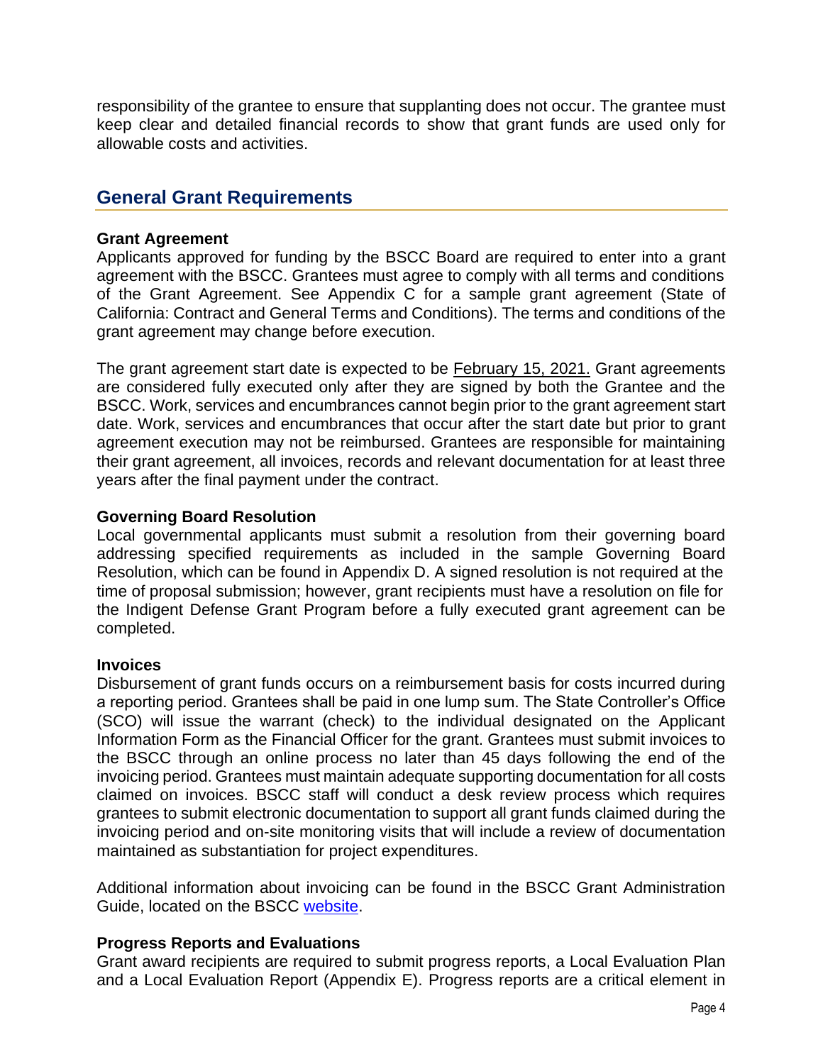responsibility of the grantee to ensure that supplanting does not occur. The grantee must keep clear and detailed financial records to show that grant funds are used only for allowable costs and activities.

## General Grant Requirements

**Grant Agreement**

Applicants approved for funding by the BSCC Board are required to enter into a grant agreement with the BSCC. Grantees must agree to comply with all terms and conditions of the Grant Agreement. See Appendix C for a sample grant agreement (State of California: Contract and General Terms and Conditions). The terms and conditions of the grant agreement may change before execution.

The grant agreement start date is expected to be February 15, 2021. Grant agreements are considered fully executed only after they are signed by both the Grantee and the BSCC. Work, services and encumbrances cannot begin prior to the grant agreement start date. Work, services and encumbrances that occur after the start date but prior to grant agreement execution may not be reimbursed. Grantees are responsible for maintaining their grant agreement, all invoices, records and relevant documentation for at least three years after the final payment under the contract.

**Governing Board Resolution**

Local governmental applicants must submit a resolution from their governing board addressing specified requirements as included in the sample Governing Board Resolution, which can be found in Appendix D. A signed resolution is not required at the time of proposal submission; however, grant recipients must have a resolution on file for the Indigent Defense Grant Program before a fully executed grant agreement can be completed.

**Invoices**

Disbursement of grant funds occurs on a reimbursement basis for costs incurred during a reporting period. Grantees shall be paid in one lump sum. The State Controller's Office (SCO) will issue the warrant (check) to the individual designated on the Applicant Information Form as the Financial Officer for the grant. Grantees must submit invoices to the BSCC through an online process no later than 45 days following the end of the invoicing period. Grantees must maintain adequate supporting documentation for all costs claimed on invoices. BSCC staff will conduct a desk review process which requires grantees to submit electronic documentation to support all grant funds claimed during the invoicing period and on-site monitoring visits that will include a review of documentation maintained as substantiation for project expenditures.

Additional information about invoicing can be found in the BSCC Grant Administration Guide, located on the BSCC website.

**Progress Reports and Evaluations**

Grant award recipients are required to submit progress reports, a Local Evaluation Plan and a Local Evaluation Report (Appendix E). Progress reports are a critical element in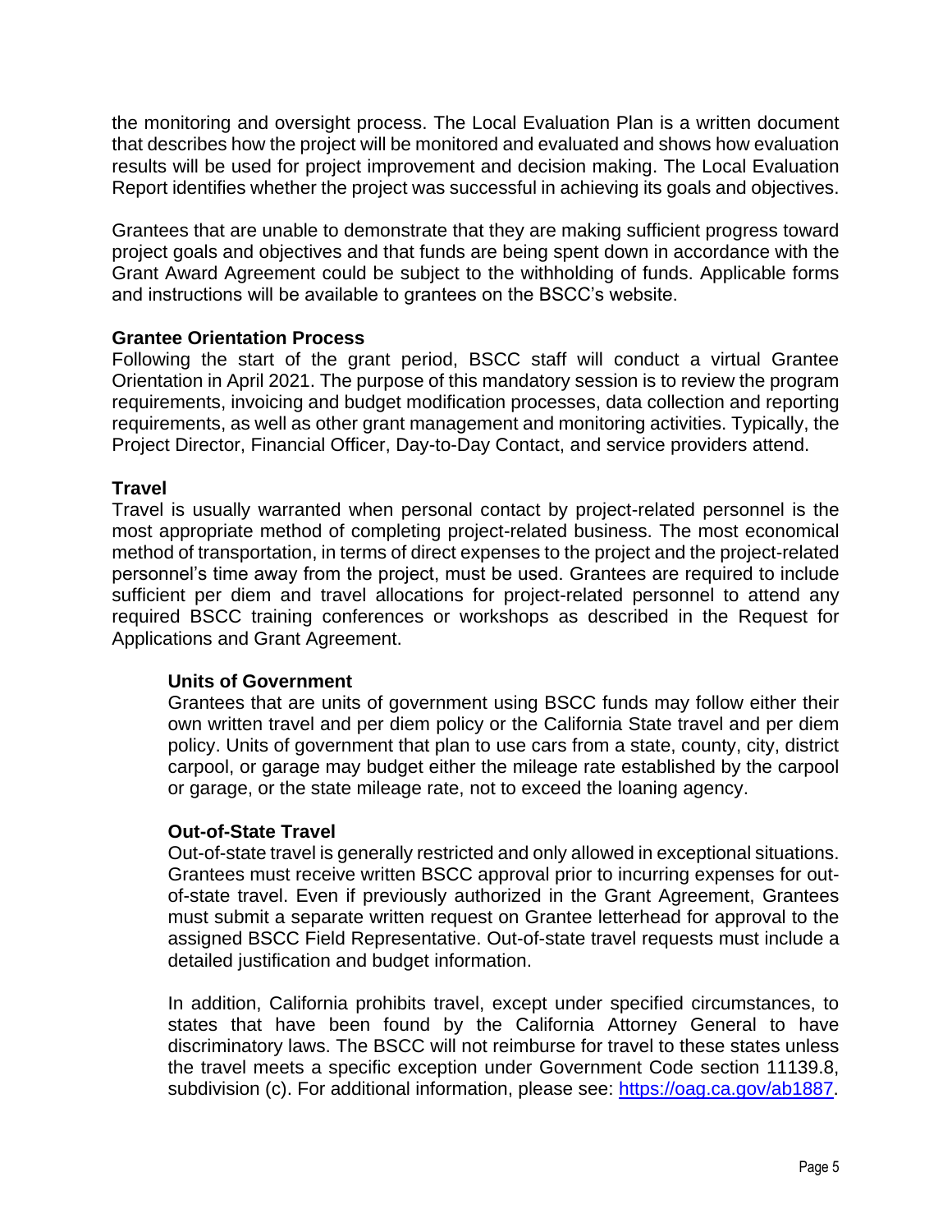the monitoring and oversight process. The Local Evaluation Plan is a written document that describes how the project will be monitored and evaluated and shows how evaluation results will be used for project improvement and decision making. The Local Evaluation Report identifies whether the project was successful in achieving its goals and objectives.

Grantees that are unable to demonstrate that they are making sufficient progress toward project goals and objectives and that funds are being spent down in accordance with the Grant Award Agreement could be subject to the withholding of funds. Applicable forms and instructions will be available to grantees on the BSCC's website.

**Grantee Orientation Process**

Following the start of the grant period, BSCC staff will conduct a virtual Grantee Orientation in April 2021. The purpose of this mandatory session is to review the program requirements, invoicing and budget modification processes, data collection and reporting requirements, as well as other grant management and monitoring activities. Typically, the Project Director, Financial Officer, Day-to-Day Contact, and service providers attend.

**Travel**

Travel is usually warranted when personal contact by project-related personnel is the most appropriate method of completing project-related business. The most economical method of transportation, in terms of direct expenses to the project and the project-related personnel's time away from the project, must be used. Grantees are required to include sufficient per diem and travel allocations for project-related personnel to attend any required BSCC training conferences or workshops as described in the Request for Applications and Grant Agreement.

**Units of Government**

Grantees that are units of government using BSCC funds may follow either their own written travel and per diem policy or the California State travel and per diem policy. Units of government that plan to use cars from a state, county, city, district carpool, or garage may budget either the mileage rate established by the carpool or garage, or the state mileage rate, not to exceed the loaning agency.

**Out-of-State Travel**

Out-of-state travel is generally restricted and only allowed in exceptional situations. Grantees must receive written BSCC approval prior to incurring expenses for out-of-state travel. Even if previously authorized in the Grant Agreement, Grantees must submit a separate written request on Grantee letterhead for approval to the assigned BSCC Field Representative. Out-of-state travel requests must include a detailed justification and budget information.

In addition, California prohibits travel, except under specified circumstances, to states that have been found by the California Attorney General to have discriminatory laws. The BSCC will not reimburse for travel to these states unless the travel meets a specific exception under Government Code section 11139.8, subdivision (c). For additional information, please see: https://oag.ca.gov/ab1887.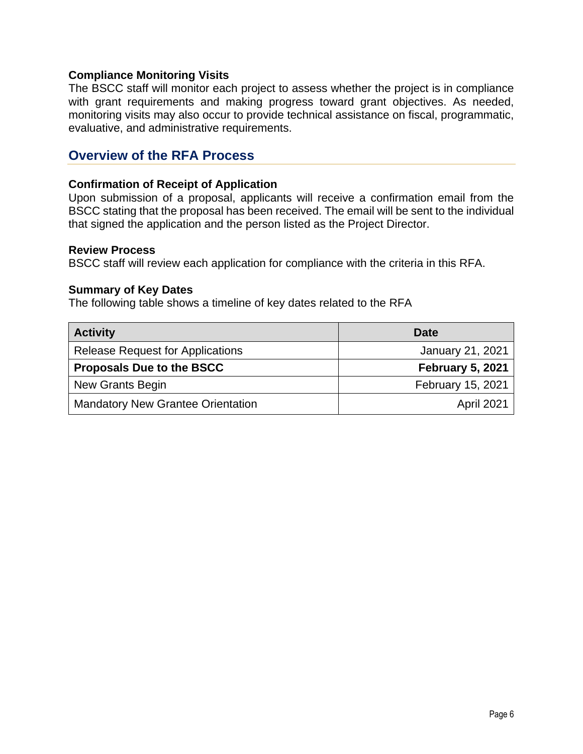### Compliance Monitoring Visits

The BSCC staff will monitor each project to assess whether the project is in compliance with grant requirements and making progress toward grant objectives. As needed, monitoring visits may also occur to provide technical assistance on fiscal, programmatic, evaluative, and administrative requirements.

## Overview of the RFA Process

### Confirmation of Receipt of Application

Upon submission of a proposal, applicants will receive a confirmation email from the BSCC stating that the proposal has been received. The email will be sent to the individual that signed the application and the person listed as the Project Director.

### Review Process

BSCC staff will review each application for compliance with the criteria in this RFA.

### Summary of Key Dates

The following table shows a timeline of key dates related to the RFA

| Activity | Date |
|---|---:|
| Release Request for Applications | January 21, 2021 |
| **Proposals Due to the BSCC** | **February 5, 2021** |
| New Grants Begin | February 15, 2021 |
| Mandatory New Grantee Orientation | April 2021 |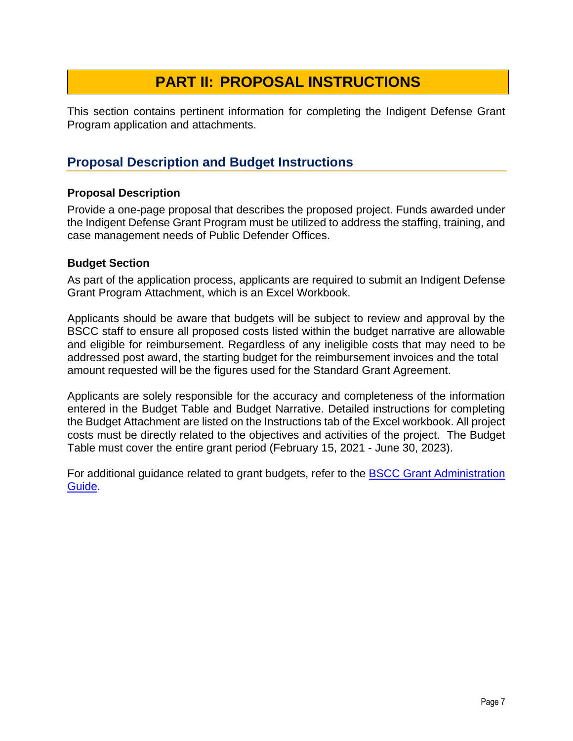# PART II: PROPOSAL INSTRUCTIONS

This section contains pertinent information for completing the Indigent Defense Grant Program application and attachments.

## Proposal Description and Budget Instructions

### Proposal Description

Provide a one-page proposal that describes the proposed project. Funds awarded under the Indigent Defense Grant Program must be utilized to address the staffing, training, and case management needs of Public Defender Offices.

### Budget Section

As part of the application process, applicants are required to submit an Indigent Defense Grant Program Attachment, which is an Excel Workbook.

Applicants should be aware that budgets will be subject to review and approval by the BSCC staff to ensure all proposed costs listed within the budget narrative are allowable and eligible for reimbursement. Regardless of any ineligible costs that may need to be addressed post award, the starting budget for the reimbursement invoices and the total amount requested will be the figures used for the Standard Grant Agreement.

Applicants are solely responsible for the accuracy and completeness of the information entered in the Budget Table and Budget Narrative. Detailed instructions for completing the Budget Attachment are listed on the Instructions tab of the Excel workbook. All project costs must be directly related to the objectives and activities of the project. The Budget Table must cover the entire grant period (February 15, 2021 - June 30, 2023).

For additional guidance related to grant budgets, refer to the [BSCC Grant Administration Guide](BSCC Grant Administration Guide).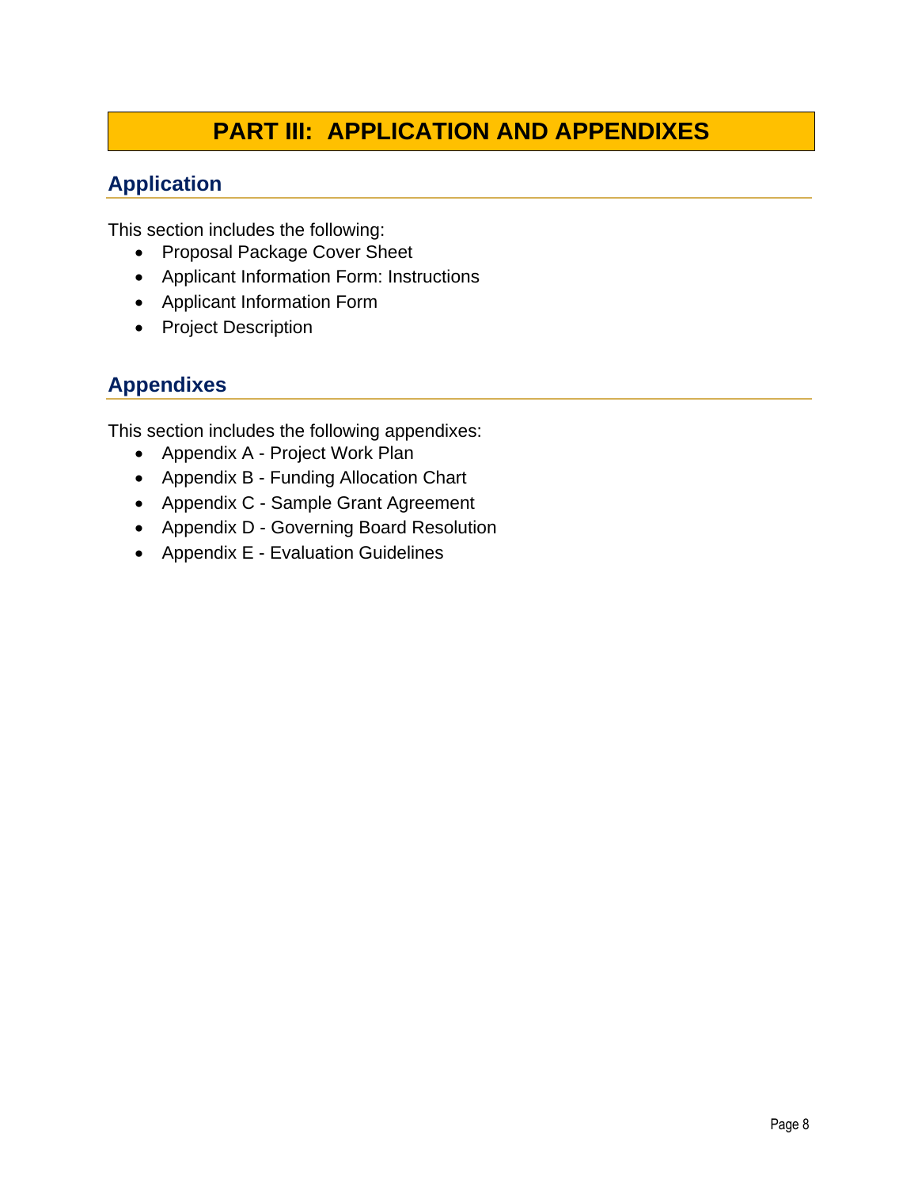# PART III: APPLICATION AND APPENDIXES

## Application

This section includes the following:

- Proposal Package Cover Sheet
- Applicant Information Form: Instructions
- Applicant Information Form
- Project Description

## Appendixes

This section includes the following appendixes:

- Appendix A - Project Work Plan
- Appendix B - Funding Allocation Chart
- Appendix C - Sample Grant Agreement
- Appendix D - Governing Board Resolution
- Appendix E - Evaluation Guidelines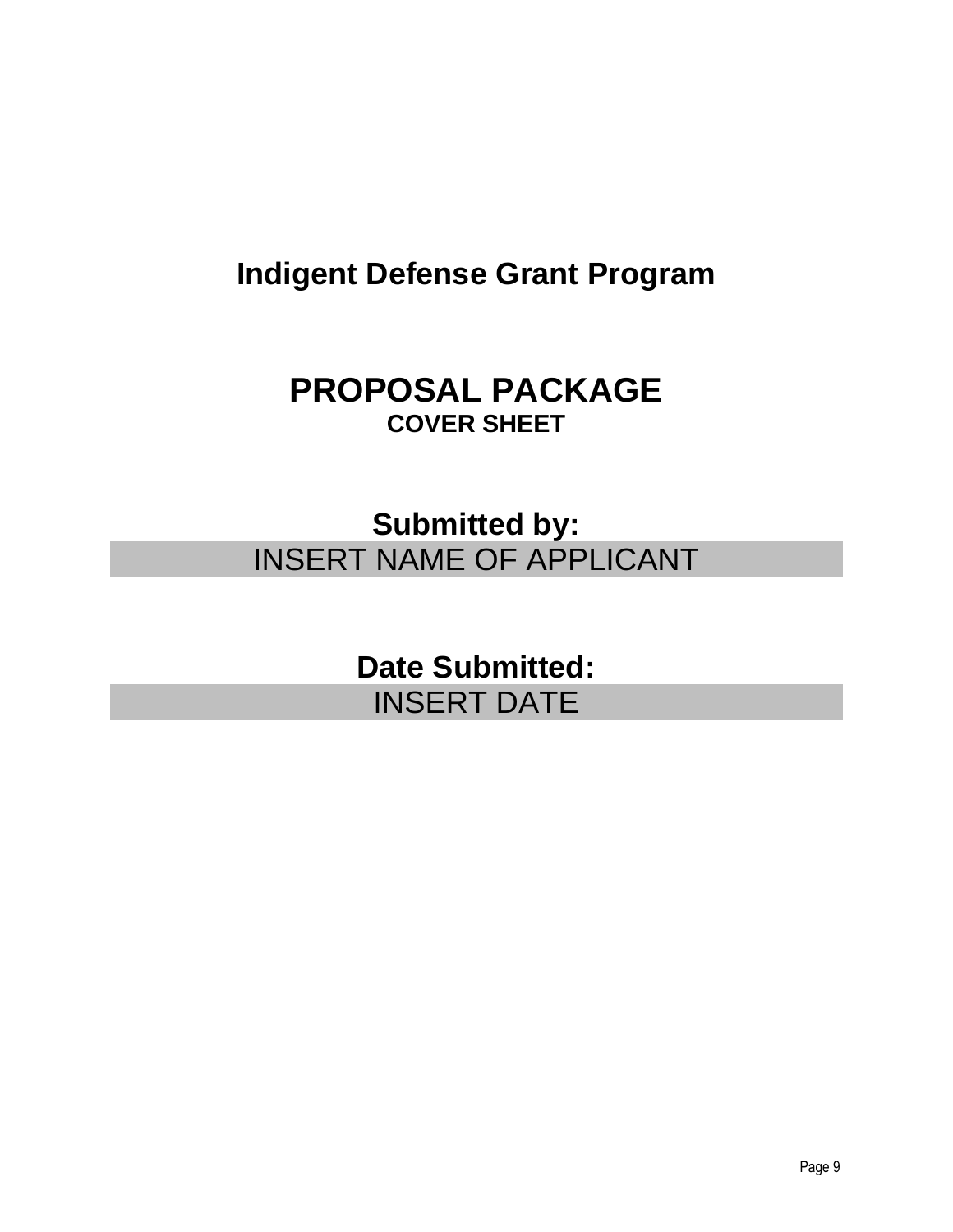# Indigent Defense Grant Program

# PROPOSAL PACKAGE

**COVER SHEET**

## Submitted by:

INSERT NAME OF APPLICANT

## Date Submitted:

INSERT DATE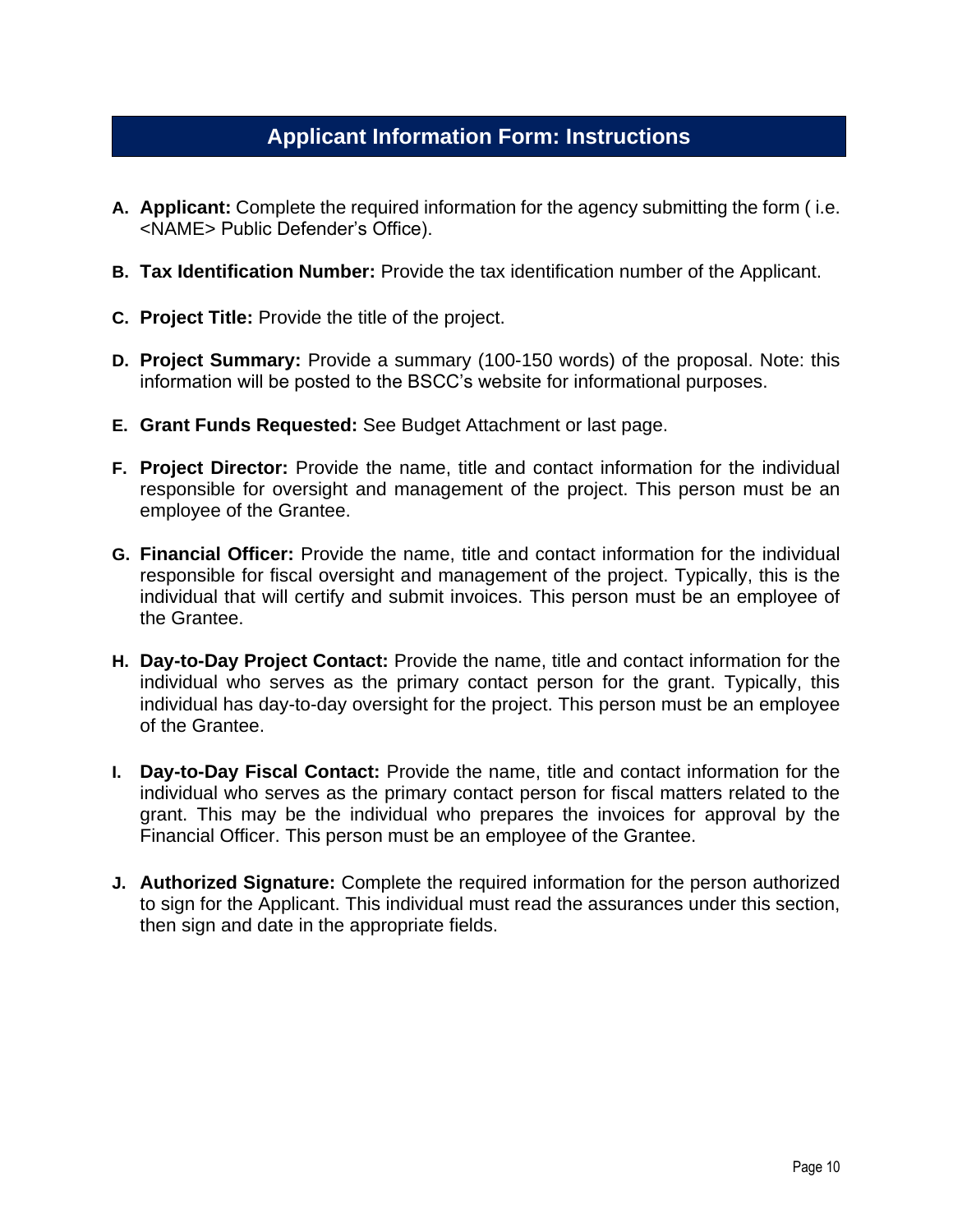## Applicant Information Form: Instructions

**A. Applicant:** Complete the required information for the agency submitting the form ( i.e. <NAME> Public Defender's Office).

**B. Tax Identification Number:** Provide the tax identification number of the Applicant.

**C. Project Title:** Provide the title of the project.

**D. Project Summary:** Provide a summary (100-150 words) of the proposal. Note: this information will be posted to the BSCC's website for informational purposes.

**E. Grant Funds Requested:** See Budget Attachment or last page.

**F. Project Director:** Provide the name, title and contact information for the individual responsible for oversight and management of the project. This person must be an employee of the Grantee.

**G. Financial Officer:** Provide the name, title and contact information for the individual responsible for fiscal oversight and management of the project. Typically, this is the individual that will certify and submit invoices. This person must be an employee of the Grantee.

**H. Day-to-Day Project Contact:** Provide the name, title and contact information for the individual who serves as the primary contact person for the grant. Typically, this individual has day-to-day oversight for the project. This person must be an employee of the Grantee.

**I. Day-to-Day Fiscal Contact:** Provide the name, title and contact information for the individual who serves as the primary contact person for fiscal matters related to the grant. This may be the individual who prepares the invoices for approval by the Financial Officer. This person must be an employee of the Grantee.

**J. Authorized Signature:** Complete the required information for the person authorized to sign for the Applicant. This individual must read the assurances under this section, then sign and date in the appropriate fields.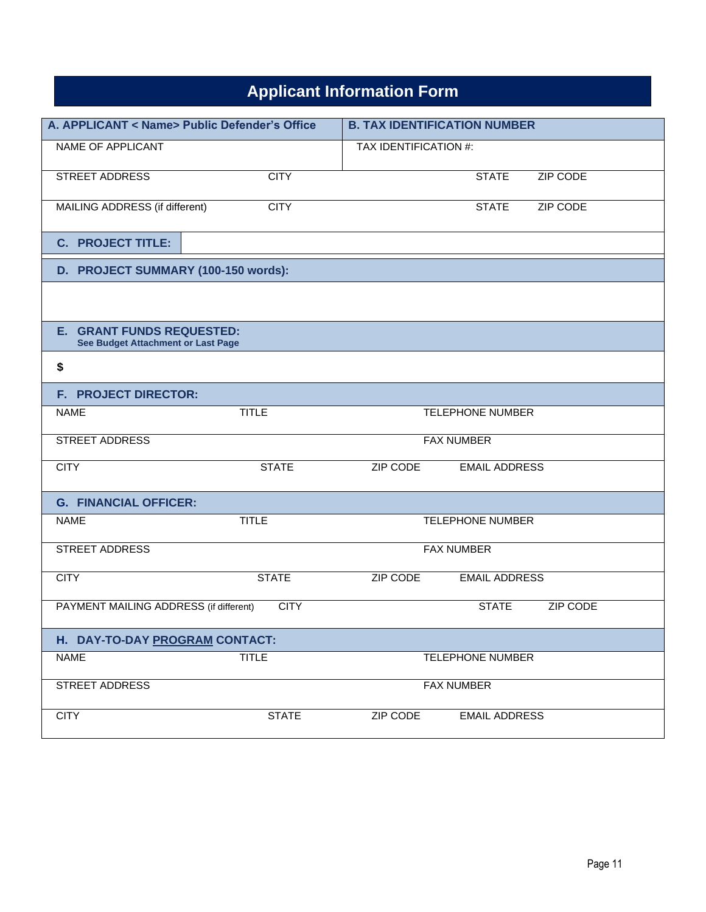# Applicant Information Form

| **A. APPLICANT < Name> Public Defender's Office** | | | **B. TAX IDENTIFICATION NUMBER** | |
|---|---|---|---|---|
| NAME OF APPLICANT | | | TAX IDENTIFICATION #: | |
| STREET ADDRESS | CITY | | STATE | ZIP CODE |
| MAILING ADDRESS (if different) | CITY | | STATE | ZIP CODE |

| **C. PROJECT TITLE:** | |
|---|---|

| **D. PROJECT SUMMARY (100-150 words):** |
|---|
| |

| **E. GRANT FUNDS REQUESTED:** <br> **See Budget Attachment or Last Page** |
|---|
| **$** |

| **F. PROJECT DIRECTOR:** | | | |
|---|---|---|---|
| NAME | TITLE | | TELEPHONE NUMBER |
| STREET ADDRESS | | | FAX NUMBER |
| CITY | STATE | ZIP CODE | EMAIL ADDRESS |

| **G. FINANCIAL OFFICER:** | | | |
|---|---|---|---|
| NAME | TITLE | | TELEPHONE NUMBER |
| STREET ADDRESS | | | FAX NUMBER |
| CITY | STATE | ZIP CODE | EMAIL ADDRESS |
| PAYMENT MAILING ADDRESS (if different) | CITY | STATE | ZIP CODE |

| **H. DAY-TO-DAY PROGRAM CONTACT:** | | | |
|---|---|---|---|
| NAME | TITLE | | TELEPHONE NUMBER |
| STREET ADDRESS | | | FAX NUMBER |
| CITY | STATE | ZIP CODE | EMAIL ADDRESS |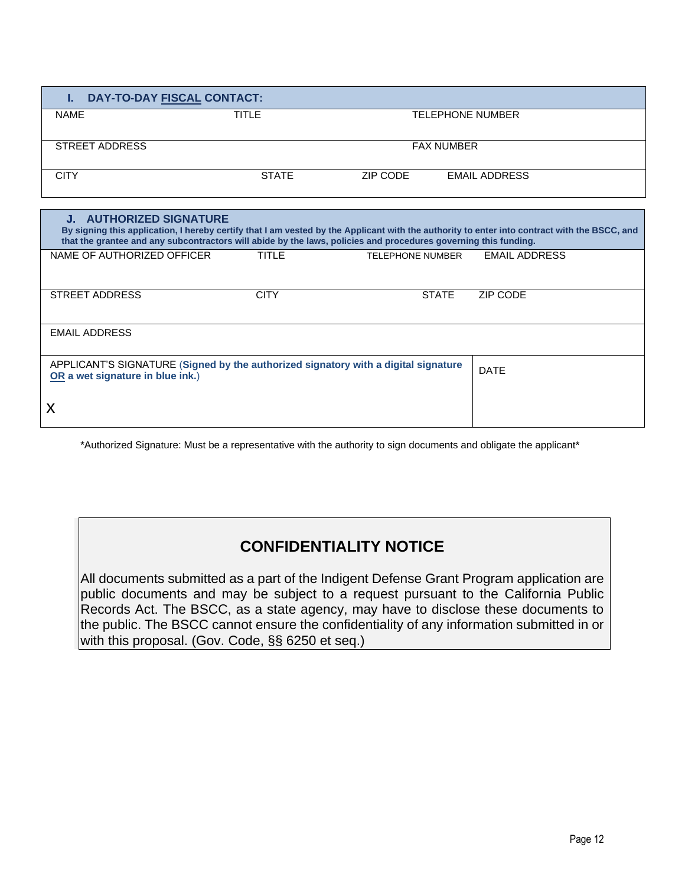| I. DAY-TO-DAY <u>FISCAL</u> CONTACT: | | | |
|---|---|---|---|
| NAME | TITLE | TELEPHONE NUMBER | |
| STREET ADDRESS | | FAX NUMBER | |
| CITY | STATE | ZIP CODE | EMAIL ADDRESS |

| J. AUTHORIZED SIGNATURE<br>**By signing this application, I hereby certify that I am vested by the Applicant with the authority to enter into contract with the BSCC, and that the grantee and any subcontractors will abide by the laws, policies and procedures governing this funding.** | | | |
|---|---|---|---|
| NAME OF AUTHORIZED OFFICER | TITLE | TELEPHONE NUMBER | EMAIL ADDRESS |
| STREET ADDRESS | CITY | STATE | ZIP CODE |
| EMAIL ADDRESS | | | |
| APPLICANT'S SIGNATURE (**Signed by the authorized signatory with a digital signature <u>OR</u> a wet signature in blue ink.**)<br><br>X | | | DATE |

*Authorized Signature: Must be a representative with the authority to sign documents and obligate the applicant*

## CONFIDENTIALITY NOTICE

All documents submitted as a part of the Indigent Defense Grant Program application are public documents and may be subject to a request pursuant to the California Public Records Act. The BSCC, as a state agency, may have to disclose these documents to the public. The BSCC cannot ensure the confidentiality of any information submitted in or with this proposal. (Gov. Code, §§ 6250 et seq.)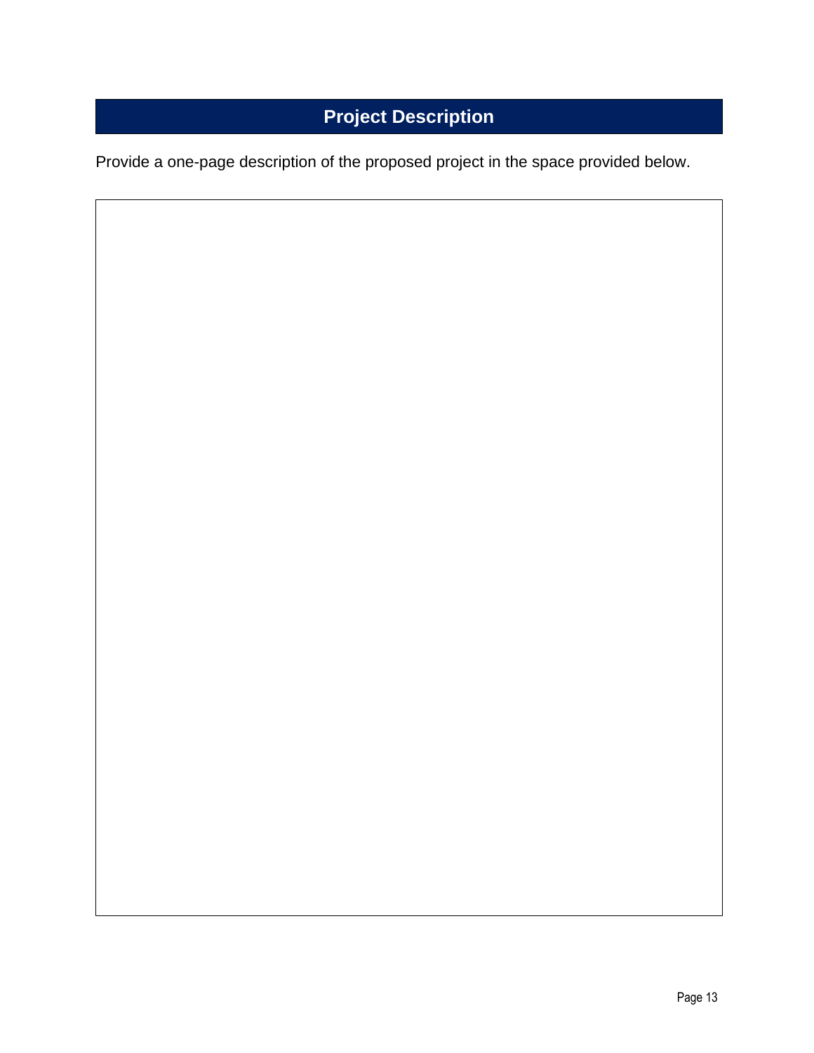# Project Description

Provide a one-page description of the proposed project in the space provided below.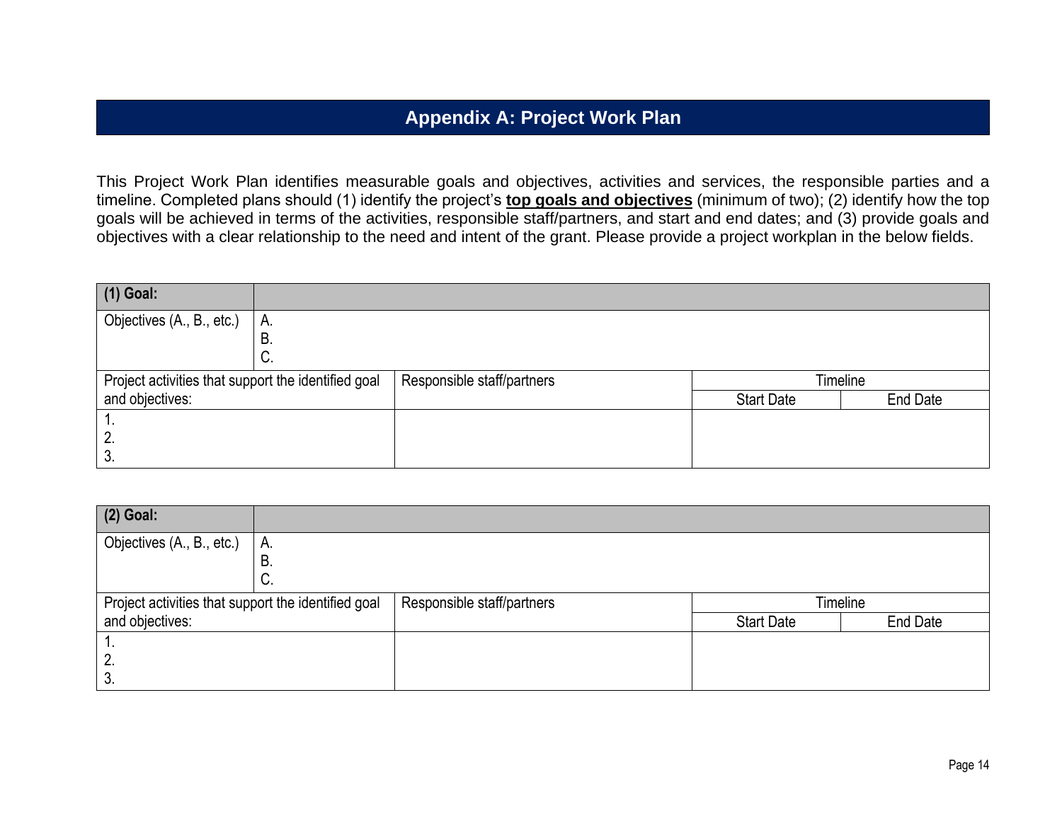## Appendix A: Project Work Plan

This Project Work Plan identifies measurable goals and objectives, activities and services, the responsible parties and a timeline. Completed plans should (1) identify the project's **top goals and objectives** (minimum of two); (2) identify how the top goals will be achieved in terms of the activities, responsible staff/partners, and start and end dates; and (3) provide goals and objectives with a clear relationship to the need and intent of the grant. Please provide a project workplan in the below fields.

| **(1) Goal:** | | | |
|---|---|---|---|
| Objectives (A., B., etc.) | A.<br>B.<br>C. | | |
| Project activities that support the identified goal and objectives: | Responsible staff/partners | Timeline | |
| | | Start Date | End Date |
| 1.<br>2.<br>3. | | | |

| **(2) Goal:** | | | |
|---|---|---|---|
| Objectives (A., B., etc.) | A.<br>B.<br>C. | | |
| Project activities that support the identified goal and objectives: | Responsible staff/partners | Timeline | |
| | | Start Date | End Date |
| 1.<br>2.<br>3. | | | |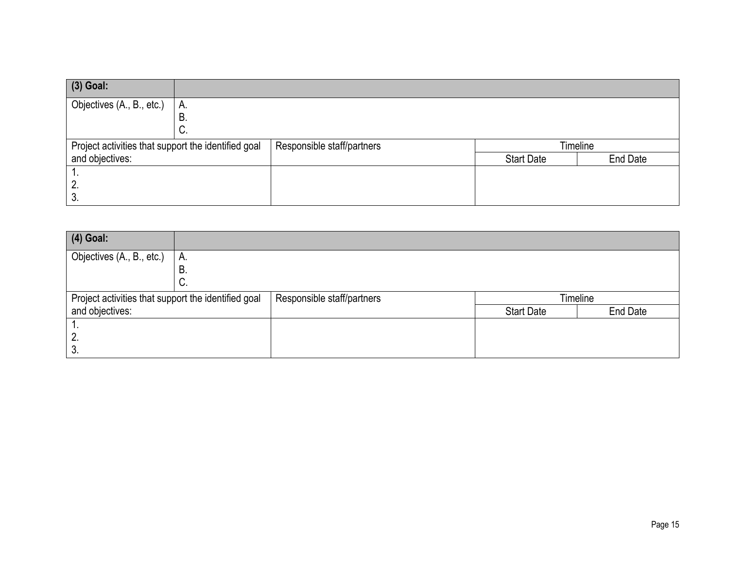| **(3) Goal:** | | | | |
|---|---|---|---|---|
| Objectives (A., B., etc.) | A.<br>B.<br>C. | | | |
| Project activities that support the identified goal and objectives: | | Responsible staff/partners | Timeline | |
| | | | Start Date | End Date |
| 1.<br>2.<br>3. | | | | |

| **(4) Goal:** | | | | |
|---|---|---|---|---|
| Objectives (A., B., etc.) | A.<br>B.<br>C. | | | |
| Project activities that support the identified goal and objectives: | | Responsible staff/partners | Timeline | |
| | | | Start Date | End Date |
| 1.<br>2.<br>3. | | | | |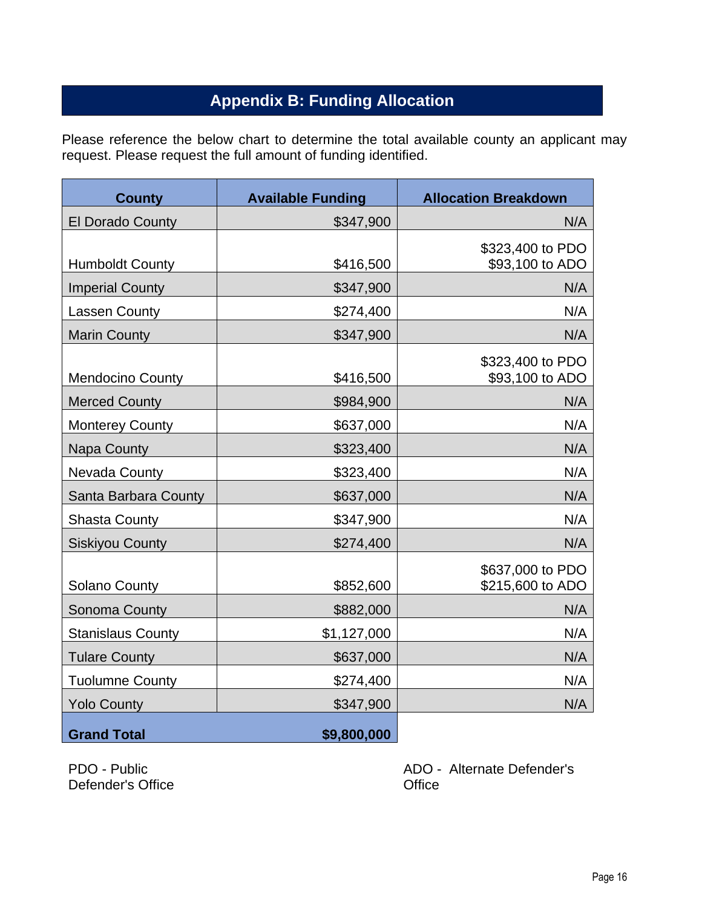## Appendix B: Funding Allocation

Please reference the below chart to determine the total available county an applicant may request. Please request the full amount of funding identified.

| County | Available Funding | Allocation Breakdown |
|---|---|---|
| El Dorado County | $347,900 | N/A |
| Humboldt County | $416,500 | $323,400 to PDO<br>$93,100 to ADO |
| Imperial County | $347,900 | N/A |
| Lassen County | $274,400 | N/A |
| Marin County | $347,900 | N/A |
| Mendocino County | $416,500 | $323,400 to PDO<br>$93,100 to ADO |
| Merced County | $984,900 | N/A |
| Monterey County | $637,000 | N/A |
| Napa County | $323,400 | N/A |
| Nevada County | $323,400 | N/A |
| Santa Barbara County | $637,000 | N/A |
| Shasta County | $347,900 | N/A |
| Siskiyou County | $274,400 | N/A |
| Solano County | $852,600 | $637,000 to PDO<br>$215,600 to ADO |
| Sonoma County | $882,000 | N/A |
| Stanislaus County | $1,127,000 | N/A |
| Tulare County | $637,000 | N/A |
| Tuolumne County | $274,400 | N/A |
| Yolo County | $347,900 | N/A |
| **Grand Total** | **$9,800,000** | |

PDO - Public Defender's Office

ADO - Alternate Defender's Office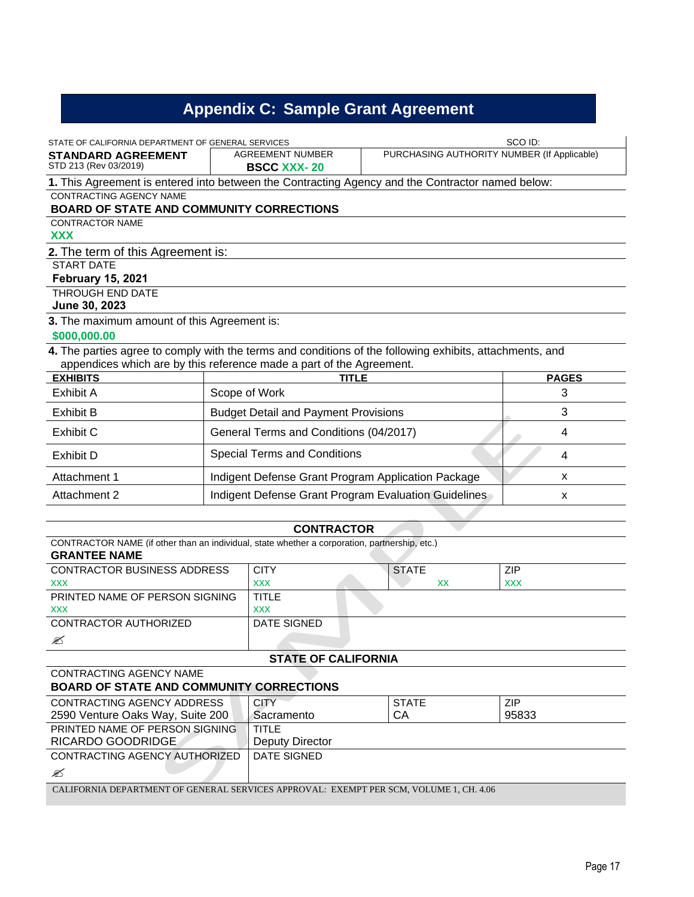# Appendix C: Sample Grant Agreement

STATE OF CALIFORNIA DEPARTMENT OF GENERAL SERVICES

SCO ID:

| STANDARD AGREEMENT<br>STD 213 (Rev 03/2019) | AGREEMENT NUMBER<br>**BSCC XXX- 20** | PURCHASING AUTHORITY NUMBER (If Applicable) |
|---|---|---|

**1.** This Agreement is entered into between the Contracting Agency and the Contractor named below:

CONTRACTING AGENCY NAME
**BOARD OF STATE AND COMMUNITY CORRECTIONS**

CONTRACTOR NAME
**XXX**

**2.** The term of this Agreement is:

START DATE
**February 15, 2021**

THROUGH END DATE
**June 30, 2023**

**3.** The maximum amount of this Agreement is:
**$000,000.00**

**4.** The parties agree to comply with the terms and conditions of the following exhibits, attachments, and appendices which are by this reference made a part of the Agreement.

| EXHIBITS | TITLE | PAGES |
|---|---|---|
| Exhibit A | Scope of Work | 3 |
| Exhibit B | Budget Detail and Payment Provisions | 3 |
| Exhibit C | General Terms and Conditions (04/2017) | 4 |
| Exhibit D | Special Terms and Conditions | 4 |
| Attachment 1 | Indigent Defense Grant Program Application Package | x |
| Attachment 2 | Indigent Defense Grant Program Evaluation Guidelines | x |

## CONTRACTOR

CONTRACTOR NAME (if other than an individual, state whether a corporation, partnership, etc.)
**GRANTEE NAME**

| CONTRACTOR BUSINESS ADDRESS | CITY | STATE | ZIP |
|---|---|---|---|
| XXX | XXX | XX | XXX |

| PRINTED NAME OF PERSON SIGNING | TITLE |
|---|---|
| XXX | XXX |
| CONTRACTOR AUTHORIZED | DATE SIGNED |
| ✍ | |

## STATE OF CALIFORNIA

CONTRACTING AGENCY NAME
**BOARD OF STATE AND COMMUNITY CORRECTIONS**

| CONTRACTING AGENCY ADDRESS | CITY | STATE | ZIP |
|---|---|---|---|
| 2590 Venture Oaks Way, Suite 200 | Sacramento | CA | 95833 |

| PRINTED NAME OF PERSON SIGNING | TITLE |
|---|---|
| RICARDO GOODRIDGE | Deputy Director |
| CONTRACTING AGENCY AUTHORIZED | DATE SIGNED |
| ✍ | |

CALIFORNIA DEPARTMENT OF GENERAL SERVICES APPROVAL: EXEMPT PER SCM, VOLUME 1, CH. 4.06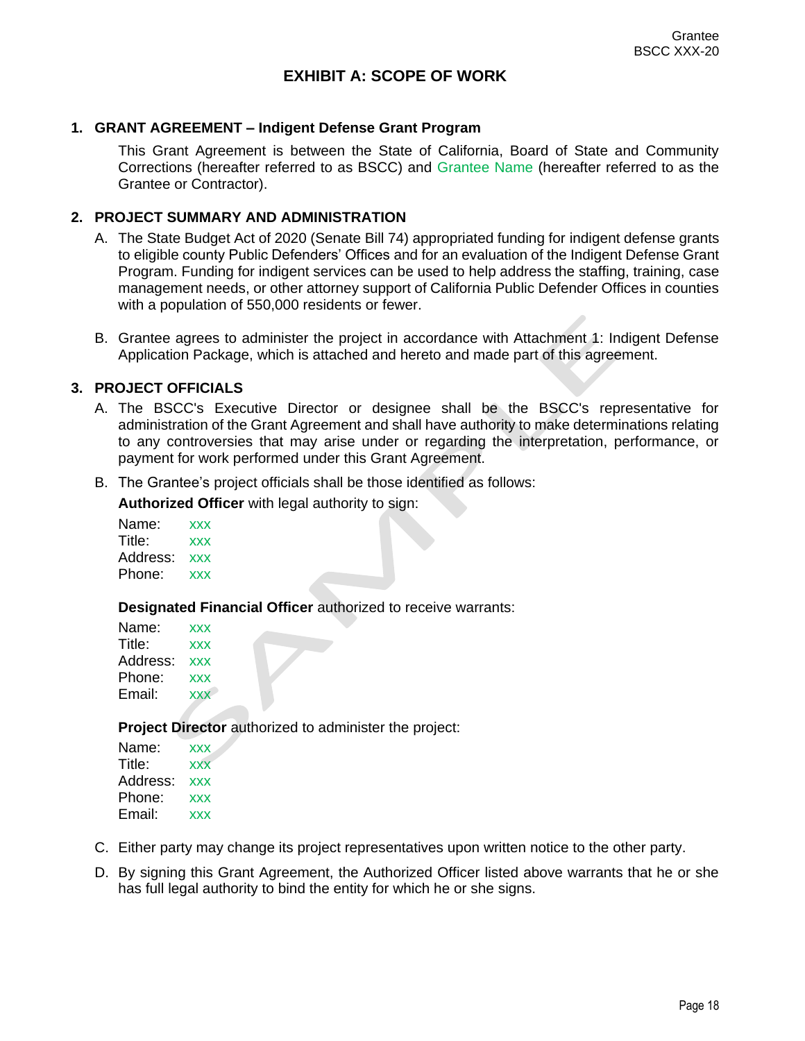# EXHIBIT A: SCOPE OF WORK

## 1. GRANT AGREEMENT – Indigent Defense Grant Program

This Grant Agreement is between the State of California, Board of State and Community Corrections (hereafter referred to as BSCC) and Grantee Name (hereafter referred to as the Grantee or Contractor).

## 2. PROJECT SUMMARY AND ADMINISTRATION

A. The State Budget Act of 2020 (Senate Bill 74) appropriated funding for indigent defense grants to eligible county Public Defenders' Offices and for an evaluation of the Indigent Defense Grant Program. Funding for indigent services can be used to help address the staffing, training, case management needs, or other attorney support of California Public Defender Offices in counties with a population of 550,000 residents or fewer.

B. Grantee agrees to administer the project in accordance with Attachment 1: Indigent Defense Application Package, which is attached and hereto and made part of this agreement.

## 3. PROJECT OFFICIALS

A. The BSCC's Executive Director or designee shall be the BSCC's representative for administration of the Grant Agreement and shall have authority to make determinations relating to any controversies that may arise under or regarding the interpretation, performance, or payment for work performed under this Grant Agreement.

B. The Grantee's project officials shall be those identified as follows:

**Authorized Officer** with legal authority to sign:

Name: xxx
Title: xxx
Address: xxx
Phone: xxx

**Designated Financial Officer** authorized to receive warrants:

Name: xxx
Title: xxx
Address: xxx
Phone: xxx
Email: xxx

**Project Director** authorized to administer the project:

Name: xxx
Title: xxx
Address: xxx
Phone: xxx
Email: xxx

C. Either party may change its project representatives upon written notice to the other party.

D. By signing this Grant Agreement, the Authorized Officer listed above warrants that he or she has full legal authority to bind the entity for which he or she signs.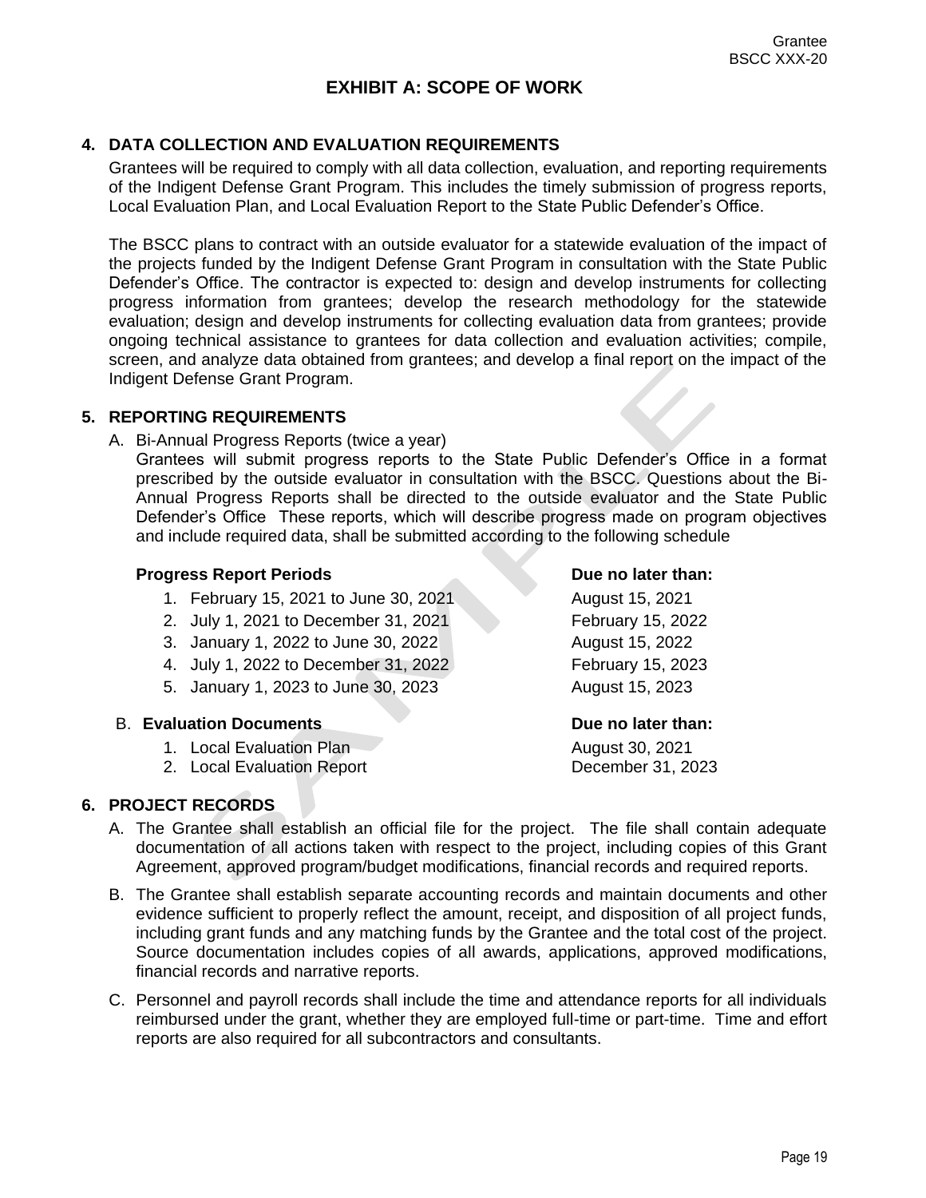# EXHIBIT A: SCOPE OF WORK

## 4. DATA COLLECTION AND EVALUATION REQUIREMENTS

Grantees will be required to comply with all data collection, evaluation, and reporting requirements of the Indigent Defense Grant Program. This includes the timely submission of progress reports, Local Evaluation Plan, and Local Evaluation Report to the State Public Defender's Office.

The BSCC plans to contract with an outside evaluator for a statewide evaluation of the impact of the projects funded by the Indigent Defense Grant Program in consultation with the State Public Defender's Office. The contractor is expected to: design and develop instruments for collecting progress information from grantees; develop the research methodology for the statewide evaluation; design and develop instruments for collecting evaluation data from grantees; provide ongoing technical assistance to grantees for data collection and evaluation activities; compile, screen, and analyze data obtained from grantees; and develop a final report on the impact of the Indigent Defense Grant Program.

## 5. REPORTING REQUIREMENTS

A. Bi-Annual Progress Reports (twice a year)
Grantees will submit progress reports to the State Public Defender's Office in a format prescribed by the outside evaluator in consultation with the BSCC. Questions about the Bi-Annual Progress Reports shall be directed to the outside evaluator and the State Public Defender's Office These reports, which will describe progress made on program objectives and include required data, shall be submitted according to the following schedule

| **Progress Report Periods** | **Due no later than:** |
|---|---|
| 1. February 15, 2021 to June 30, 2021 | August 15, 2021 |
| 2. July 1, 2021 to December 31, 2021 | February 15, 2022 |
| 3. January 1, 2022 to June 30, 2022 | August 15, 2022 |
| 4. July 1, 2022 to December 31, 2022 | February 15, 2023 |
| 5. January 1, 2023 to June 30, 2023 | August 15, 2023 |

B. **Evaluation Documents**

| **Evaluation Documents** | **Due no later than:** |
|---|---|
| 1. Local Evaluation Plan | August 30, 2021 |
| 2. Local Evaluation Report | December 31, 2023 |

## 6. PROJECT RECORDS

A. The Grantee shall establish an official file for the project. The file shall contain adequate documentation of all actions taken with respect to the project, including copies of this Grant Agreement, approved program/budget modifications, financial records and required reports.

B. The Grantee shall establish separate accounting records and maintain documents and other evidence sufficient to properly reflect the amount, receipt, and disposition of all project funds, including grant funds and any matching funds by the Grantee and the total cost of the project. Source documentation includes copies of all awards, applications, approved modifications, financial records and narrative reports.

C. Personnel and payroll records shall include the time and attendance reports for all individuals reimbursed under the grant, whether they are employed full-time or part-time. Time and effort reports are also required for all subcontractors and consultants.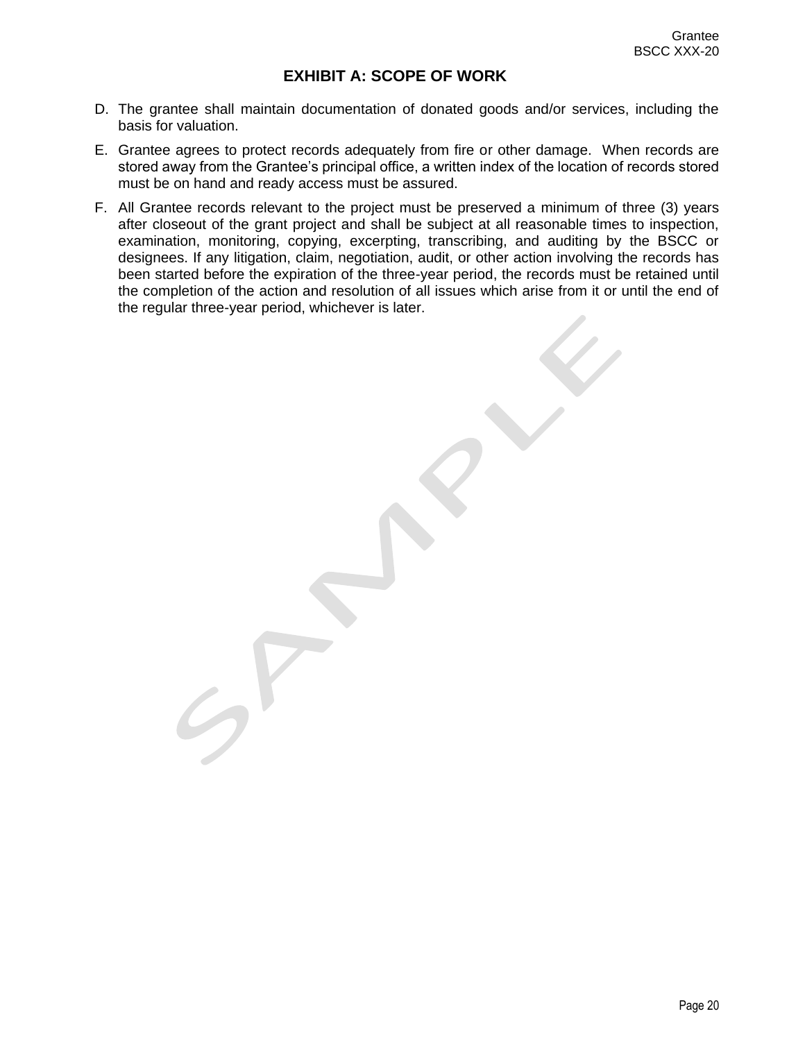# EXHIBIT A: SCOPE OF WORK

D. The grantee shall maintain documentation of donated goods and/or services, including the basis for valuation.

E. Grantee agrees to protect records adequately from fire or other damage. When records are stored away from the Grantee's principal office, a written index of the location of records stored must be on hand and ready access must be assured.

F. All Grantee records relevant to the project must be preserved a minimum of three (3) years after closeout of the grant project and shall be subject at all reasonable times to inspection, examination, monitoring, copying, excerpting, transcribing, and auditing by the BSCC or designees. If any litigation, claim, negotiation, audit, or other action involving the records has been started before the expiration of the three-year period, the records must be retained until the completion of the action and resolution of all issues which arise from it or until the end of the regular three-year period, whichever is later.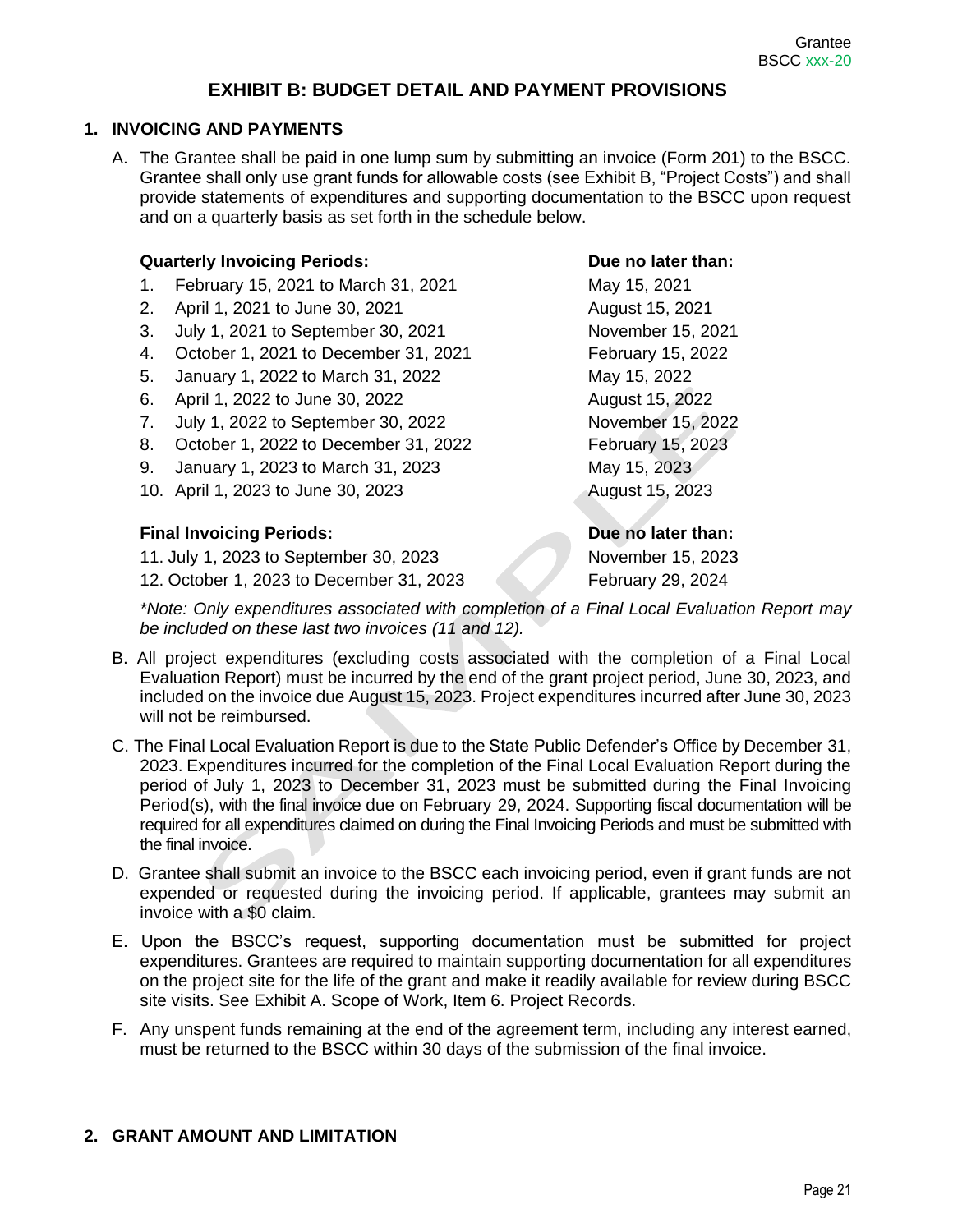## EXHIBIT B: BUDGET DETAIL AND PAYMENT PROVISIONS

### 1. INVOICING AND PAYMENTS

A. The Grantee shall be paid in one lump sum by submitting an invoice (Form 201) to the BSCC. Grantee shall only use grant funds for allowable costs (see Exhibit B, "Project Costs") and shall provide statements of expenditures and supporting documentation to the BSCC upon request and on a quarterly basis as set forth in the schedule below.

| Quarterly Invoicing Periods: | Due no later than: |
|---|---|
| 1. February 15, 2021 to March 31, 2021 | May 15, 2021 |
| 2. April 1, 2021 to June 30, 2021 | August 15, 2021 |
| 3. July 1, 2021 to September 30, 2021 | November 15, 2021 |
| 4. October 1, 2021 to December 31, 2021 | February 15, 2022 |
| 5. January 1, 2022 to March 31, 2022 | May 15, 2022 |
| 6. April 1, 2022 to June 30, 2022 | August 15, 2022 |
| 7. July 1, 2022 to September 30, 2022 | November 15, 2022 |
| 8. October 1, 2022 to December 31, 2022 | February 15, 2023 |
| 9. January 1, 2023 to March 31, 2023 | May 15, 2023 |
| 10. April 1, 2023 to June 30, 2023 | August 15, 2023 |

| Final Invoicing Periods: | Due no later than: |
|---|---|
| 11. July 1, 2023 to September 30, 2023 | November 15, 2023 |
| 12. October 1, 2023 to December 31, 2023 | February 29, 2024 |

*\*Note: Only expenditures associated with completion of a Final Local Evaluation Report may be included on these last two invoices (11 and 12).*

B. All project expenditures (excluding costs associated with the completion of a Final Local Evaluation Report) must be incurred by the end of the grant project period, June 30, 2023, and included on the invoice due August 15, 2023. Project expenditures incurred after June 30, 2023 will not be reimbursed.

C. The Final Local Evaluation Report is due to the State Public Defender's Office by December 31, 2023. Expenditures incurred for the completion of the Final Local Evaluation Report during the period of July 1, 2023 to December 31, 2023 must be submitted during the Final Invoicing Period(s), with the final invoice due on February 29, 2024. Supporting fiscal documentation will be required for all expenditures claimed on during the Final Invoicing Periods and must be submitted with the final invoice.

D. Grantee shall submit an invoice to the BSCC each invoicing period, even if grant funds are not expended or requested during the invoicing period. If applicable, grantees may submit an invoice with a $0 claim.

E. Upon the BSCC's request, supporting documentation must be submitted for project expenditures. Grantees are required to maintain supporting documentation for all expenditures on the project site for the life of the grant and make it readily available for review during BSCC site visits. See Exhibit A. Scope of Work, Item 6. Project Records.

F. Any unspent funds remaining at the end of the agreement term, including any interest earned, must be returned to the BSCC within 30 days of the submission of the final invoice.

### 2. GRANT AMOUNT AND LIMITATION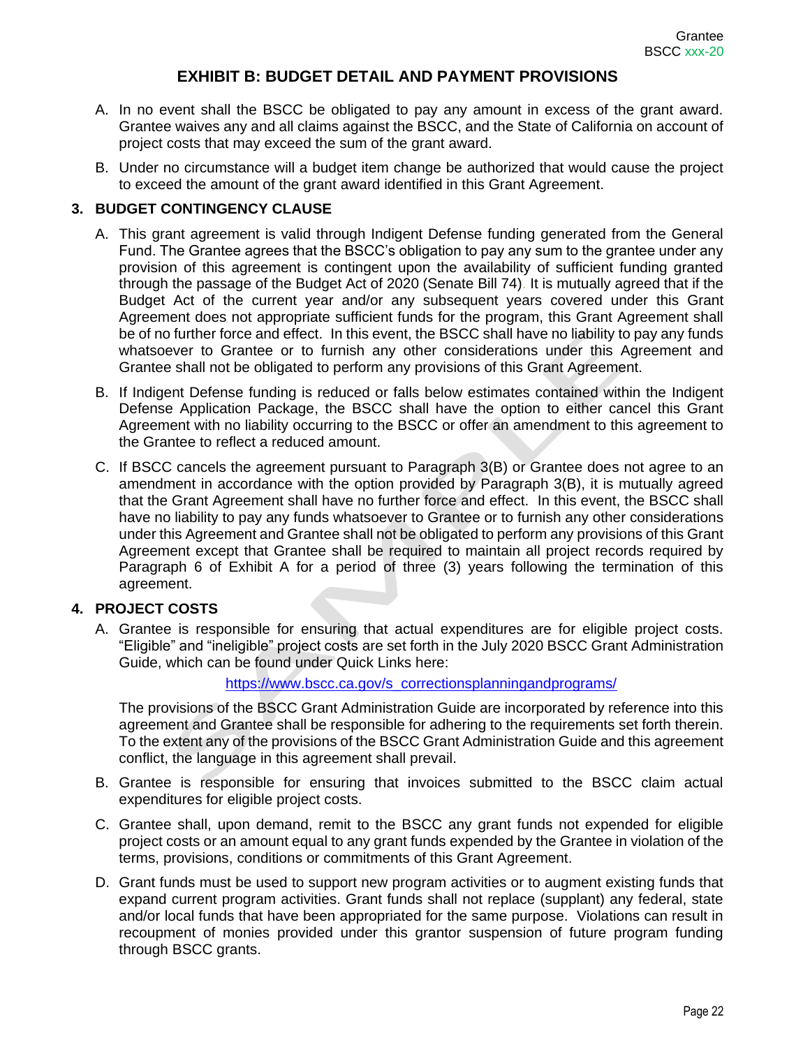# EXHIBIT B: BUDGET DETAIL AND PAYMENT PROVISIONS

A. In no event shall the BSCC be obligated to pay any amount in excess of the grant award. Grantee waives any and all claims against the BSCC, and the State of California on account of project costs that may exceed the sum of the grant award.

B. Under no circumstance will a budget item change be authorized that would cause the project to exceed the amount of the grant award identified in this Grant Agreement.

## 3. BUDGET CONTINGENCY CLAUSE

A. This grant agreement is valid through Indigent Defense funding generated from the General Fund. The Grantee agrees that the BSCC's obligation to pay any sum to the grantee under any provision of this agreement is contingent upon the availability of sufficient funding granted through the passage of the Budget Act of 2020 (Senate Bill 74). It is mutually agreed that if the Budget Act of the current year and/or any subsequent years covered under this Grant Agreement does not appropriate sufficient funds for the program, this Grant Agreement shall be of no further force and effect. In this event, the BSCC shall have no liability to pay any funds whatsoever to Grantee or to furnish any other considerations under this Agreement and Grantee shall not be obligated to perform any provisions of this Grant Agreement.

B. If Indigent Defense funding is reduced or falls below estimates contained within the Indigent Defense Application Package, the BSCC shall have the option to either cancel this Grant Agreement with no liability occurring to the BSCC or offer an amendment to this agreement to the Grantee to reflect a reduced amount.

C. If BSCC cancels the agreement pursuant to Paragraph 3(B) or Grantee does not agree to an amendment in accordance with the option provided by Paragraph 3(B), it is mutually agreed that the Grant Agreement shall have no further force and effect. In this event, the BSCC shall have no liability to pay any funds whatsoever to Grantee or to furnish any other considerations under this Agreement and Grantee shall not be obligated to perform any provisions of this Grant Agreement except that Grantee shall be required to maintain all project records required by Paragraph 6 of Exhibit A for a period of three (3) years following the termination of this agreement.

## 4. PROJECT COSTS

A. Grantee is responsible for ensuring that actual expenditures are for eligible project costs. "Eligible" and "ineligible" project costs are set forth in the July 2020 BSCC Grant Administration Guide, which can be found under Quick Links here:

https://www.bscc.ca.gov/s_correctionsplanningandprograms/

The provisions of the BSCC Grant Administration Guide are incorporated by reference into this agreement and Grantee shall be responsible for adhering to the requirements set forth therein. To the extent any of the provisions of the BSCC Grant Administration Guide and this agreement conflict, the language in this agreement shall prevail.

B. Grantee is responsible for ensuring that invoices submitted to the BSCC claim actual expenditures for eligible project costs.

C. Grantee shall, upon demand, remit to the BSCC any grant funds not expended for eligible project costs or an amount equal to any grant funds expended by the Grantee in violation of the terms, provisions, conditions or commitments of this Grant Agreement.

D. Grant funds must be used to support new program activities or to augment existing funds that expand current program activities. Grant funds shall not replace (supplant) any federal, state and/or local funds that have been appropriated for the same purpose. Violations can result in recoupment of monies provided under this grantor suspension of future program funding through BSCC grants.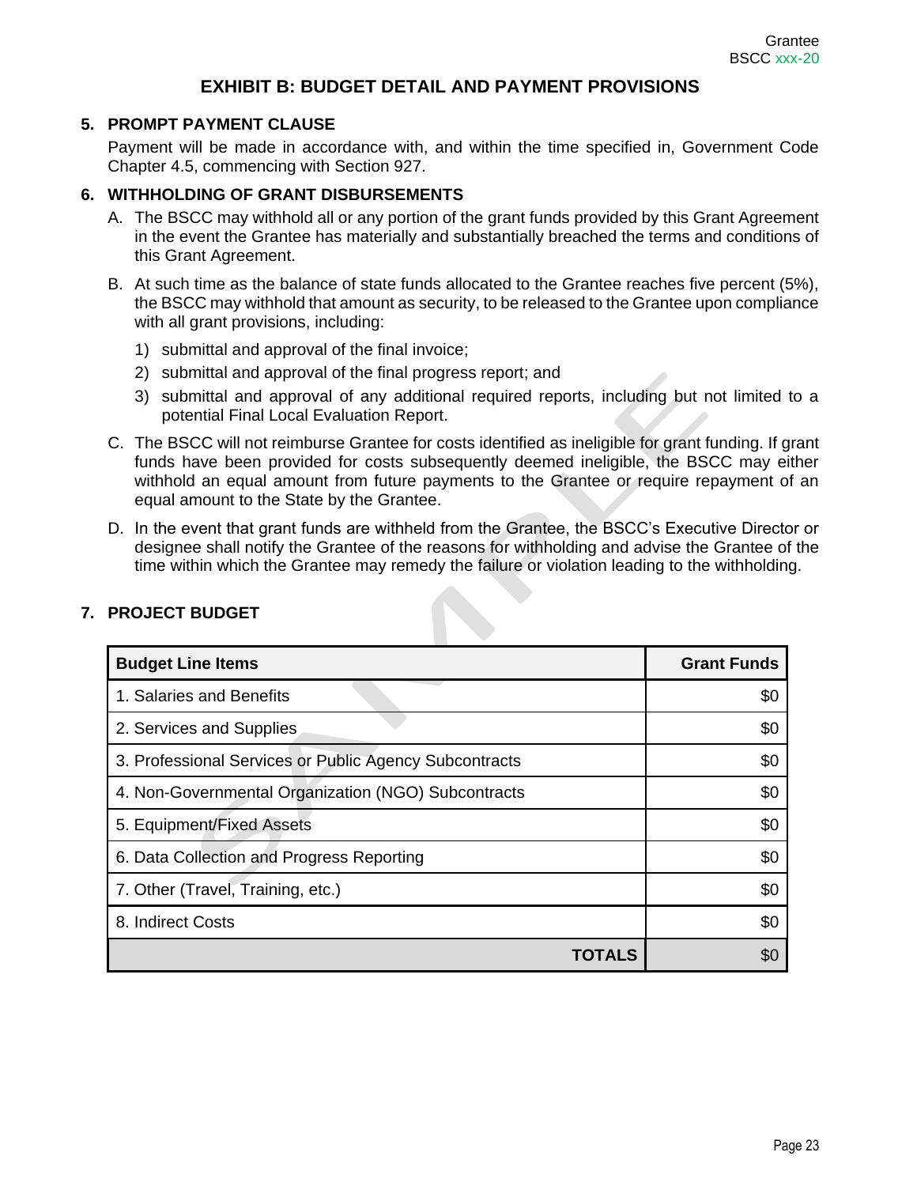# EXHIBIT B: BUDGET DETAIL AND PAYMENT PROVISIONS

## 5. PROMPT PAYMENT CLAUSE

Payment will be made in accordance with, and within the time specified in, Government Code Chapter 4.5, commencing with Section 927.

## 6. WITHHOLDING OF GRANT DISBURSEMENTS

A. The BSCC may withhold all or any portion of the grant funds provided by this Grant Agreement in the event the Grantee has materially and substantially breached the terms and conditions of this Grant Agreement.

B. At such time as the balance of state funds allocated to the Grantee reaches five percent (5%), the BSCC may withhold that amount as security, to be released to the Grantee upon compliance with all grant provisions, including:

1) submittal and approval of the final invoice;
2) submittal and approval of the final progress report; and
3) submittal and approval of any additional required reports, including but not limited to a potential Final Local Evaluation Report.

C. The BSCC will not reimburse Grantee for costs identified as ineligible for grant funding. If grant funds have been provided for costs subsequently deemed ineligible, the BSCC may either withhold an equal amount from future payments to the Grantee or require repayment of an equal amount to the State by the Grantee.

D. In the event that grant funds are withheld from the Grantee, the BSCC's Executive Director or designee shall notify the Grantee of the reasons for withholding and advise the Grantee of the time within which the Grantee may remedy the failure or violation leading to the withholding.

## 7. PROJECT BUDGET

| Budget Line Items | Grant Funds |
|---|---:|
| 1. Salaries and Benefits | $0 |
| 2. Services and Supplies | $0 |
| 3. Professional Services or Public Agency Subcontracts | $0 |
| 4. Non-Governmental Organization (NGO) Subcontracts | $0 |
| 5. Equipment/Fixed Assets | $0 |
| 6. Data Collection and Progress Reporting | $0 |
| 7. Other (Travel, Training, etc.) | $0 |
| 8. Indirect Costs | $0 |
| **TOTALS** | $0 |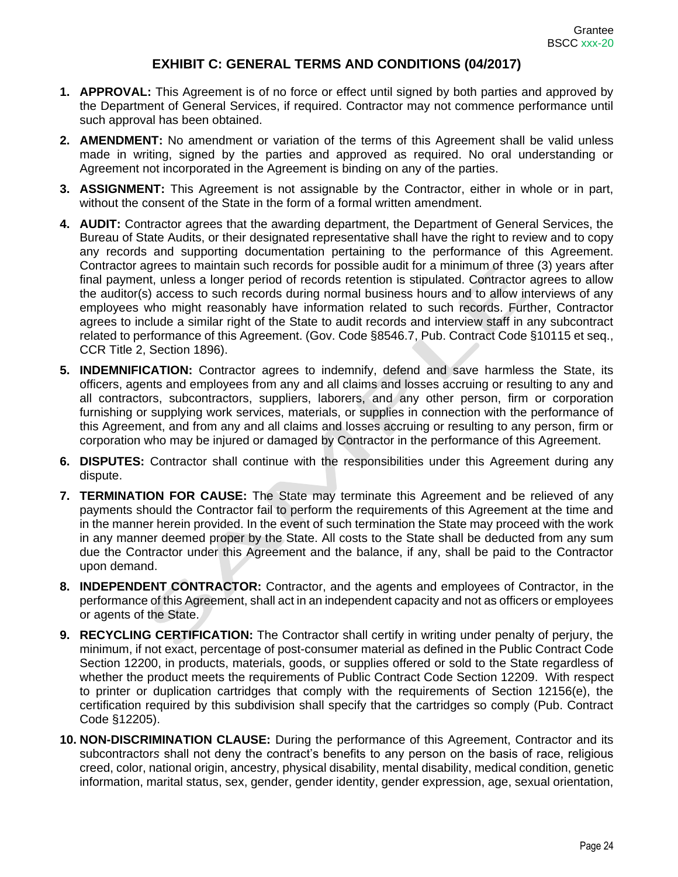# EXHIBIT C: GENERAL TERMS AND CONDITIONS (04/2017)

1. **APPROVAL:** This Agreement is of no force or effect until signed by both parties and approved by the Department of General Services, if required. Contractor may not commence performance until such approval has been obtained.

2. **AMENDMENT:** No amendment or variation of the terms of this Agreement shall be valid unless made in writing, signed by the parties and approved as required. No oral understanding or Agreement not incorporated in the Agreement is binding on any of the parties.

3. **ASSIGNMENT:** This Agreement is not assignable by the Contractor, either in whole or in part, without the consent of the State in the form of a formal written amendment.

4. **AUDIT:** Contractor agrees that the awarding department, the Department of General Services, the Bureau of State Audits, or their designated representative shall have the right to review and to copy any records and supporting documentation pertaining to the performance of this Agreement. Contractor agrees to maintain such records for possible audit for a minimum of three (3) years after final payment, unless a longer period of records retention is stipulated. Contractor agrees to allow the auditor(s) access to such records during normal business hours and to allow interviews of any employees who might reasonably have information related to such records. Further, Contractor agrees to include a similar right of the State to audit records and interview staff in any subcontract related to performance of this Agreement. (Gov. Code §8546.7, Pub. Contract Code §10115 et seq., CCR Title 2, Section 1896).

5. **INDEMNIFICATION:** Contractor agrees to indemnify, defend and save harmless the State, its officers, agents and employees from any and all claims and losses accruing or resulting to any and all contractors, subcontractors, suppliers, laborers, and any other person, firm or corporation furnishing or supplying work services, materials, or supplies in connection with the performance of this Agreement, and from any and all claims and losses accruing or resulting to any person, firm or corporation who may be injured or damaged by Contractor in the performance of this Agreement.

6. **DISPUTES:** Contractor shall continue with the responsibilities under this Agreement during any dispute.

7. **TERMINATION FOR CAUSE:** The State may terminate this Agreement and be relieved of any payments should the Contractor fail to perform the requirements of this Agreement at the time and in the manner herein provided. In the event of such termination the State may proceed with the work in any manner deemed proper by the State. All costs to the State shall be deducted from any sum due the Contractor under this Agreement and the balance, if any, shall be paid to the Contractor upon demand.

8. **INDEPENDENT CONTRACTOR:** Contractor, and the agents and employees of Contractor, in the performance of this Agreement, shall act in an independent capacity and not as officers or employees or agents of the State.

9. **RECYCLING CERTIFICATION:** The Contractor shall certify in writing under penalty of perjury, the minimum, if not exact, percentage of post-consumer material as defined in the Public Contract Code Section 12200, in products, materials, goods, or supplies offered or sold to the State regardless of whether the product meets the requirements of Public Contract Code Section 12209. With respect to printer or duplication cartridges that comply with the requirements of Section 12156(e), the certification required by this subdivision shall specify that the cartridges so comply (Pub. Contract Code §12205).

10. **NON-DISCRIMINATION CLAUSE:** During the performance of this Agreement, Contractor and its subcontractors shall not deny the contract's benefits to any person on the basis of race, religious creed, color, national origin, ancestry, physical disability, mental disability, medical condition, genetic information, marital status, sex, gender, gender identity, gender expression, age, sexual orientation,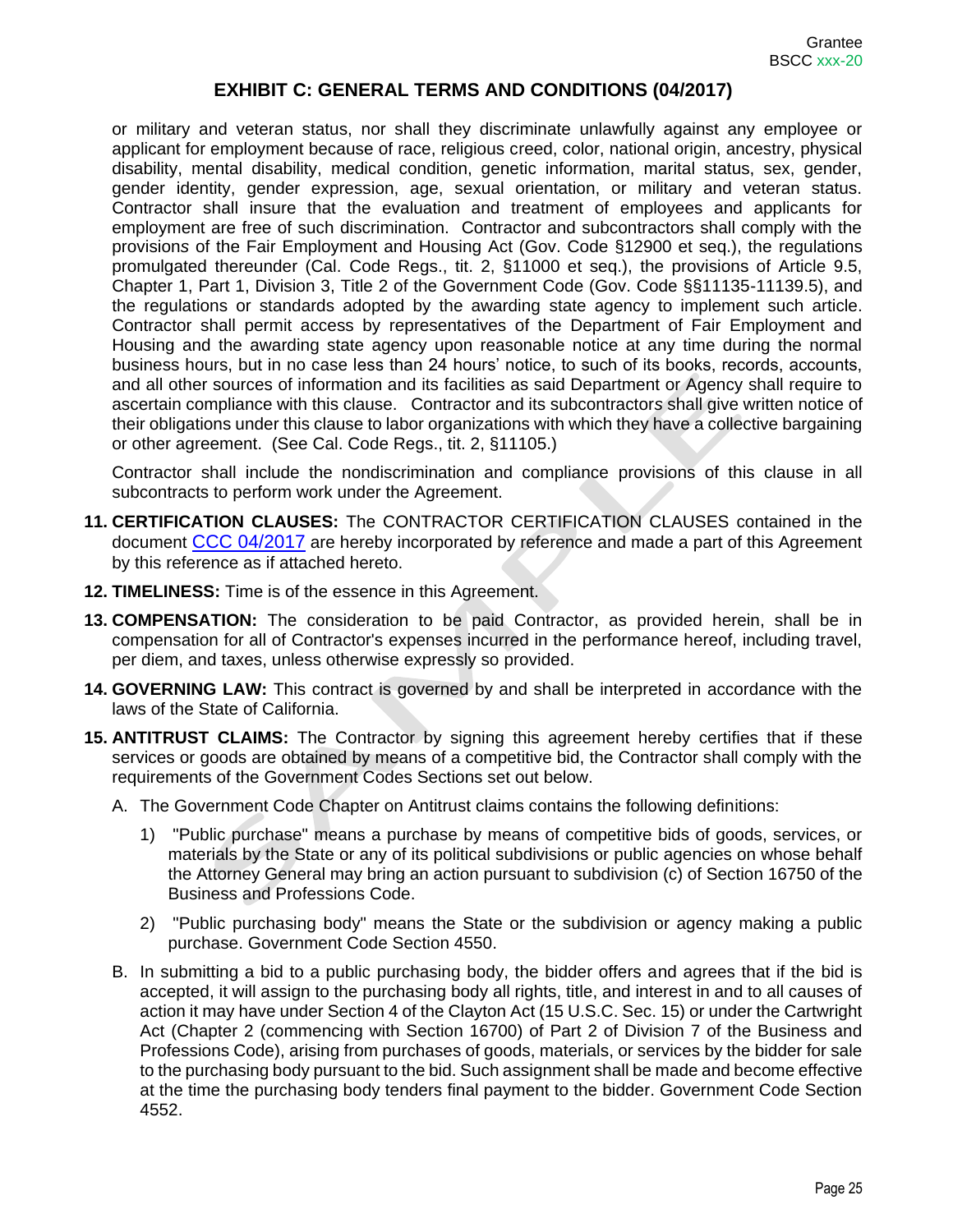## EXHIBIT C: GENERAL TERMS AND CONDITIONS (04/2017)

or military and veteran status, nor shall they discriminate unlawfully against any employee or applicant for employment because of race, religious creed, color, national origin, ancestry, physical disability, mental disability, medical condition, genetic information, marital status, sex, gender, gender identity, gender expression, age, sexual orientation, or military and veteran status. Contractor shall insure that the evaluation and treatment of employees and applicants for employment are free of such discrimination. Contractor and subcontractors shall comply with the provisions of the Fair Employment and Housing Act (Gov. Code §12900 et seq.), the regulations promulgated thereunder (Cal. Code Regs., tit. 2, §11000 et seq.), the provisions of Article 9.5, Chapter 1, Part 1, Division 3, Title 2 of the Government Code (Gov. Code §§11135-11139.5), and the regulations or standards adopted by the awarding state agency to implement such article. Contractor shall permit access by representatives of the Department of Fair Employment and Housing and the awarding state agency upon reasonable notice at any time during the normal business hours, but in no case less than 24 hours' notice, to such of its books, records, accounts, and all other sources of information and its facilities as said Department or Agency shall require to ascertain compliance with this clause. Contractor and its subcontractors shall give written notice of their obligations under this clause to labor organizations with which they have a collective bargaining or other agreement. (See Cal. Code Regs., tit. 2, §11105.)

Contractor shall include the nondiscrimination and compliance provisions of this clause in all subcontracts to perform work under the Agreement.

11. **CERTIFICATION CLAUSES:** The CONTRACTOR CERTIFICATION CLAUSES contained in the document CCC 04/2017 are hereby incorporated by reference and made a part of this Agreement by this reference as if attached hereto.

12. **TIMELINESS:** Time is of the essence in this Agreement.

13. **COMPENSATION:** The consideration to be paid Contractor, as provided herein, shall be in compensation for all of Contractor's expenses incurred in the performance hereof, including travel, per diem, and taxes, unless otherwise expressly so provided.

14. **GOVERNING LAW:** This contract is governed by and shall be interpreted in accordance with the laws of the State of California.

15. **ANTITRUST CLAIMS:** The Contractor by signing this agreement hereby certifies that if these services or goods are obtained by means of a competitive bid, the Contractor shall comply with the requirements of the Government Codes Sections set out below.

   A. The Government Code Chapter on Antitrust claims contains the following definitions:

      1) "Public purchase" means a purchase by means of competitive bids of goods, services, or materials by the State or any of its political subdivisions or public agencies on whose behalf the Attorney General may bring an action pursuant to subdivision (c) of Section 16750 of the Business and Professions Code.

      2) "Public purchasing body" means the State or the subdivision or agency making a public purchase. Government Code Section 4550.

   B. In submitting a bid to a public purchasing body, the bidder offers and agrees that if the bid is accepted, it will assign to the purchasing body all rights, title, and interest in and to all causes of action it may have under Section 4 of the Clayton Act (15 U.S.C. Sec. 15) or under the Cartwright Act (Chapter 2 (commencing with Section 16700) of Part 2 of Division 7 of the Business and Professions Code), arising from purchases of goods, materials, or services by the bidder for sale to the purchasing body pursuant to the bid. Such assignment shall be made and become effective at the time the purchasing body tenders final payment to the bidder. Government Code Section 4552.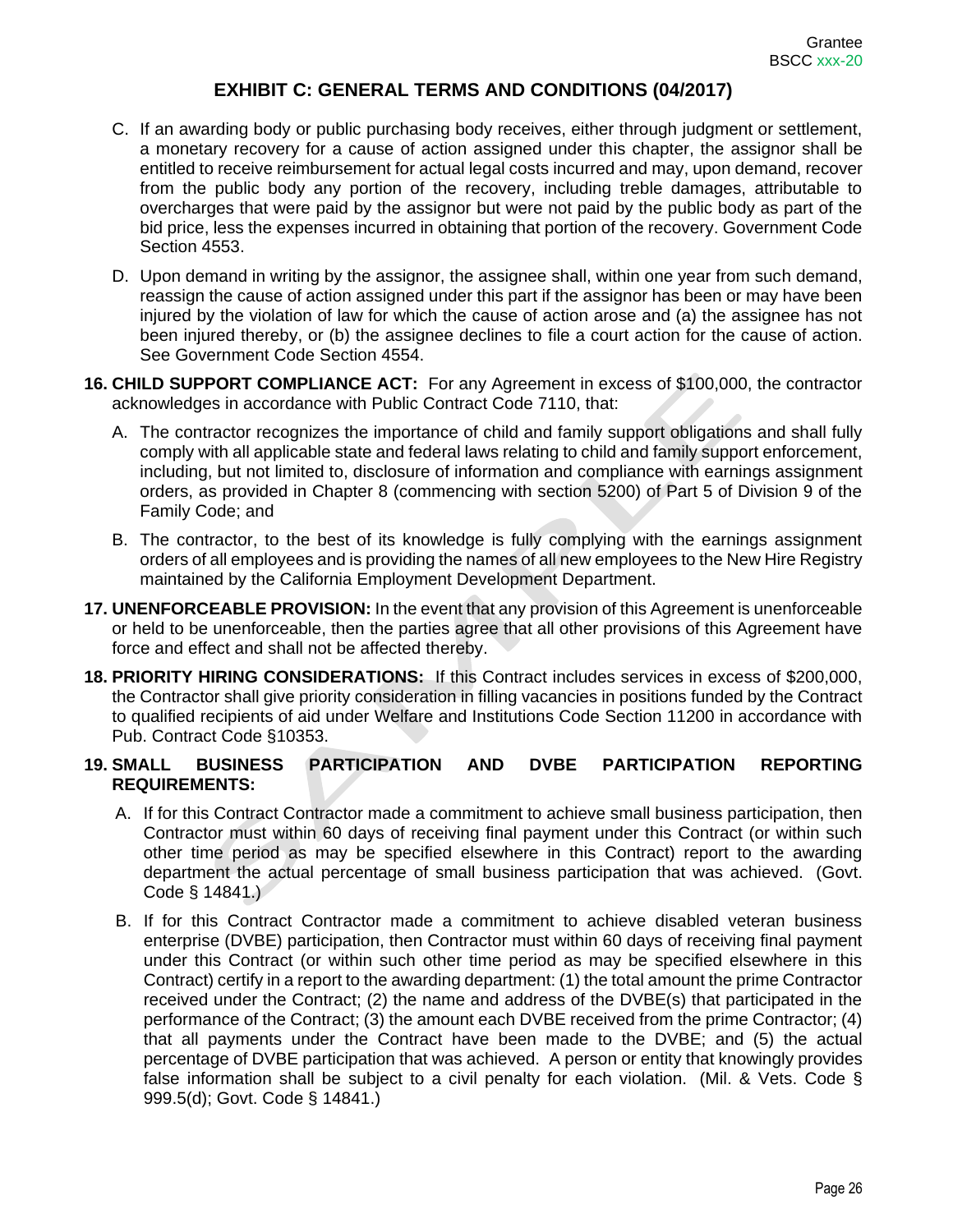## EXHIBIT C: GENERAL TERMS AND CONDITIONS (04/2017)

C. If an awarding body or public purchasing body receives, either through judgment or settlement, a monetary recovery for a cause of action assigned under this chapter, the assignor shall be entitled to receive reimbursement for actual legal costs incurred and may, upon demand, recover from the public body any portion of the recovery, including treble damages, attributable to overcharges that were paid by the assignor but were not paid by the public body as part of the bid price, less the expenses incurred in obtaining that portion of the recovery. Government Code Section 4553.

D. Upon demand in writing by the assignor, the assignee shall, within one year from such demand, reassign the cause of action assigned under this part if the assignor has been or may have been injured by the violation of law for which the cause of action arose and (a) the assignee has not been injured thereby, or (b) the assignee declines to file a court action for the cause of action. See Government Code Section 4554.

**16. CHILD SUPPORT COMPLIANCE ACT:** For any Agreement in excess of $100,000, the contractor acknowledges in accordance with Public Contract Code 7110, that:

A. The contractor recognizes the importance of child and family support obligations and shall fully comply with all applicable state and federal laws relating to child and family support enforcement, including, but not limited to, disclosure of information and compliance with earnings assignment orders, as provided in Chapter 8 (commencing with section 5200) of Part 5 of Division 9 of the Family Code; and

B. The contractor, to the best of its knowledge is fully complying with the earnings assignment orders of all employees and is providing the names of all new employees to the New Hire Registry maintained by the California Employment Development Department.

**17. UNENFORCEABLE PROVISION:** In the event that any provision of this Agreement is unenforceable or held to be unenforceable, then the parties agree that all other provisions of this Agreement have force and effect and shall not be affected thereby.

**18. PRIORITY HIRING CONSIDERATIONS:** If this Contract includes services in excess of $200,000, the Contractor shall give priority consideration in filling vacancies in positions funded by the Contract to qualified recipients of aid under Welfare and Institutions Code Section 11200 in accordance with Pub. Contract Code §10353.

**19. SMALL BUSINESS PARTICIPATION AND DVBE PARTICIPATION REPORTING REQUIREMENTS:**

A. If for this Contract Contractor made a commitment to achieve small business participation, then Contractor must within 60 days of receiving final payment under this Contract (or within such other time period as may be specified elsewhere in this Contract) report to the awarding department the actual percentage of small business participation that was achieved. (Govt. Code § 14841.)

B. If for this Contract Contractor made a commitment to achieve disabled veteran business enterprise (DVBE) participation, then Contractor must within 60 days of receiving final payment under this Contract (or within such other time period as may be specified elsewhere in this Contract) certify in a report to the awarding department: (1) the total amount the prime Contractor received under the Contract; (2) the name and address of the DVBE(s) that participated in the performance of the Contract; (3) the amount each DVBE received from the prime Contractor; (4) that all payments under the Contract have been made to the DVBE; and (5) the actual percentage of DVBE participation that was achieved. A person or entity that knowingly provides false information shall be subject to a civil penalty for each violation. (Mil. & Vets. Code § 999.5(d); Govt. Code § 14841.)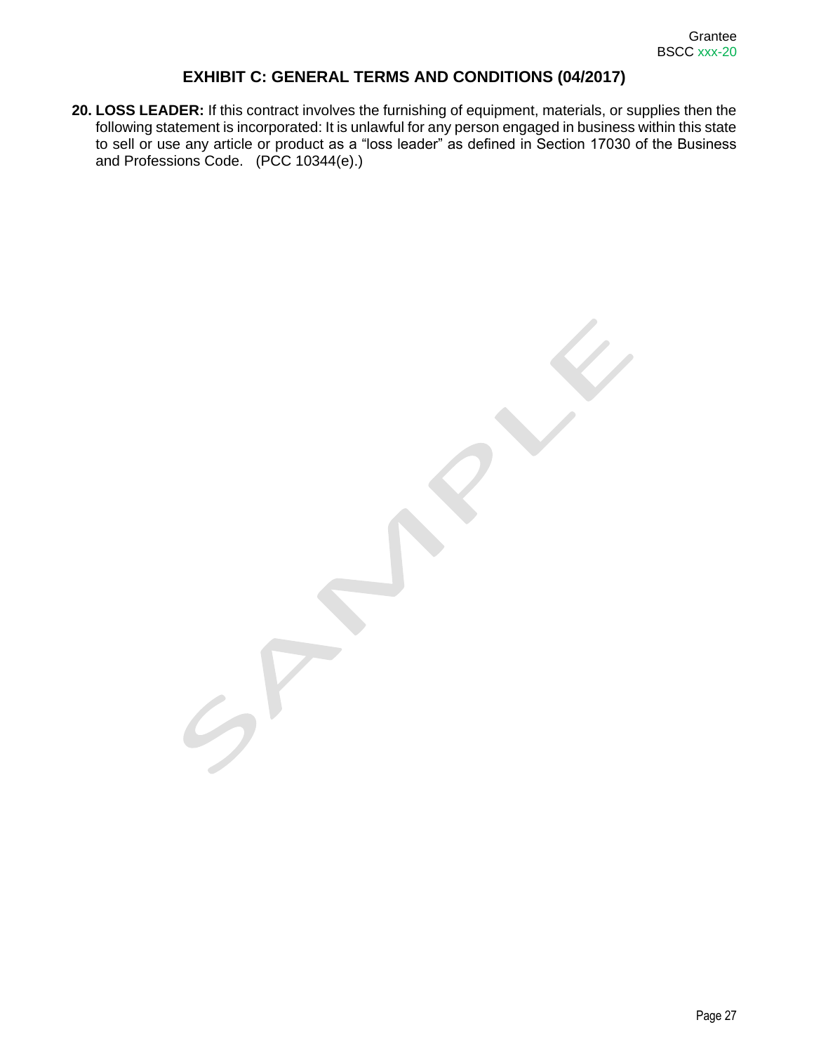## EXHIBIT C: GENERAL TERMS AND CONDITIONS (04/2017)

20. **LOSS LEADER:** If this contract involves the furnishing of equipment, materials, or supplies then the following statement is incorporated: It is unlawful for any person engaged in business within this state to sell or use any article or product as a "loss leader" as defined in Section 17030 of the Business and Professions Code. (PCC 10344(e).)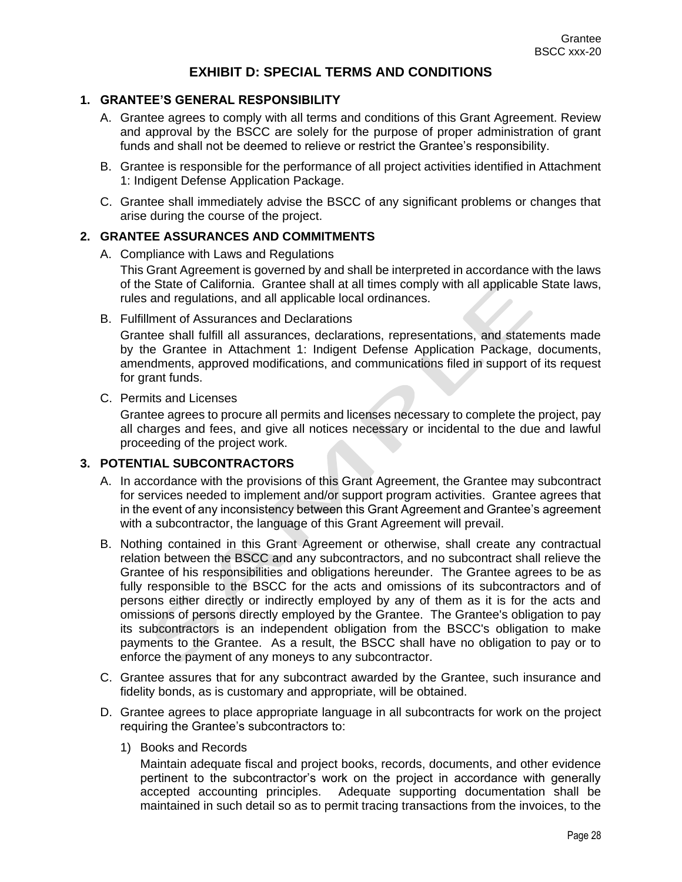# EXHIBIT D: SPECIAL TERMS AND CONDITIONS

## 1. GRANTEE'S GENERAL RESPONSIBILITY

A. Grantee agrees to comply with all terms and conditions of this Grant Agreement. Review and approval by the BSCC are solely for the purpose of proper administration of grant funds and shall not be deemed to relieve or restrict the Grantee's responsibility.

B. Grantee is responsible for the performance of all project activities identified in Attachment 1: Indigent Defense Application Package.

C. Grantee shall immediately advise the BSCC of any significant problems or changes that arise during the course of the project.

## 2. GRANTEE ASSURANCES AND COMMITMENTS

A. Compliance with Laws and Regulations

This Grant Agreement is governed by and shall be interpreted in accordance with the laws of the State of California. Grantee shall at all times comply with all applicable State laws, rules and regulations, and all applicable local ordinances.

B. Fulfillment of Assurances and Declarations

Grantee shall fulfill all assurances, declarations, representations, and statements made by the Grantee in Attachment 1: Indigent Defense Application Package, documents, amendments, approved modifications, and communications filed in support of its request for grant funds.

C. Permits and Licenses

Grantee agrees to procure all permits and licenses necessary to complete the project, pay all charges and fees, and give all notices necessary or incidental to the due and lawful proceeding of the project work.

## 3. POTENTIAL SUBCONTRACTORS

A. In accordance with the provisions of this Grant Agreement, the Grantee may subcontract for services needed to implement and/or support program activities. Grantee agrees that in the event of any inconsistency between this Grant Agreement and Grantee's agreement with a subcontractor, the language of this Grant Agreement will prevail.

B. Nothing contained in this Grant Agreement or otherwise, shall create any contractual relation between the BSCC and any subcontractors, and no subcontract shall relieve the Grantee of his responsibilities and obligations hereunder. The Grantee agrees to be as fully responsible to the BSCC for the acts and omissions of its subcontractors and of persons either directly or indirectly employed by any of them as it is for the acts and omissions of persons directly employed by the Grantee. The Grantee's obligation to pay its subcontractors is an independent obligation from the BSCC's obligation to make payments to the Grantee. As a result, the BSCC shall have no obligation to pay or to enforce the payment of any moneys to any subcontractor.

C. Grantee assures that for any subcontract awarded by the Grantee, such insurance and fidelity bonds, as is customary and appropriate, will be obtained.

D. Grantee agrees to place appropriate language in all subcontracts for work on the project requiring the Grantee's subcontractors to:

1) Books and Records

Maintain adequate fiscal and project books, records, documents, and other evidence pertinent to the subcontractor's work on the project in accordance with generally accepted accounting principles. Adequate supporting documentation shall be maintained in such detail so as to permit tracing transactions from the invoices, to the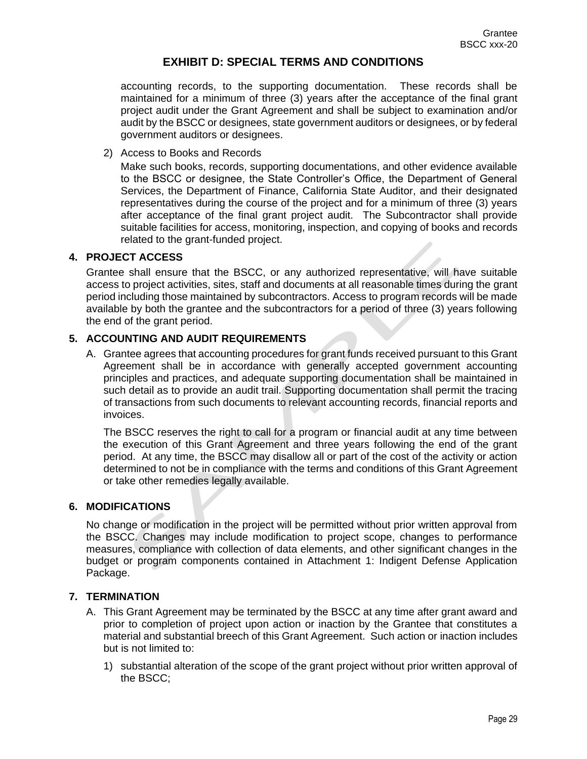# EXHIBIT D: SPECIAL TERMS AND CONDITIONS

accounting records, to the supporting documentation. These records shall be maintained for a minimum of three (3) years after the acceptance of the final grant project audit under the Grant Agreement and shall be subject to examination and/or audit by the BSCC or designees, state government auditors or designees, or by federal government auditors or designees.

2) Access to Books and Records

Make such books, records, supporting documentations, and other evidence available to the BSCC or designee, the State Controller's Office, the Department of General Services, the Department of Finance, California State Auditor, and their designated representatives during the course of the project and for a minimum of three (3) years after acceptance of the final grant project audit. The Subcontractor shall provide suitable facilities for access, monitoring, inspection, and copying of books and records related to the grant-funded project.

## 4. PROJECT ACCESS

Grantee shall ensure that the BSCC, or any authorized representative, will have suitable access to project activities, sites, staff and documents at all reasonable times during the grant period including those maintained by subcontractors. Access to program records will be made available by both the grantee and the subcontractors for a period of three (3) years following the end of the grant period.

## 5. ACCOUNTING AND AUDIT REQUIREMENTS

A. Grantee agrees that accounting procedures for grant funds received pursuant to this Grant Agreement shall be in accordance with generally accepted government accounting principles and practices, and adequate supporting documentation shall be maintained in such detail as to provide an audit trail. Supporting documentation shall permit the tracing of transactions from such documents to relevant accounting records, financial reports and invoices.

The BSCC reserves the right to call for a program or financial audit at any time between the execution of this Grant Agreement and three years following the end of the grant period. At any time, the BSCC may disallow all or part of the cost of the activity or action determined to not be in compliance with the terms and conditions of this Grant Agreement or take other remedies legally available.

## 6. MODIFICATIONS

No change or modification in the project will be permitted without prior written approval from the BSCC. Changes may include modification to project scope, changes to performance measures, compliance with collection of data elements, and other significant changes in the budget or program components contained in Attachment 1: Indigent Defense Application Package.

## 7. TERMINATION

A. This Grant Agreement may be terminated by the BSCC at any time after grant award and prior to completion of project upon action or inaction by the Grantee that constitutes a material and substantial breech of this Grant Agreement. Such action or inaction includes but is not limited to:

1) substantial alteration of the scope of the grant project without prior written approval of the BSCC;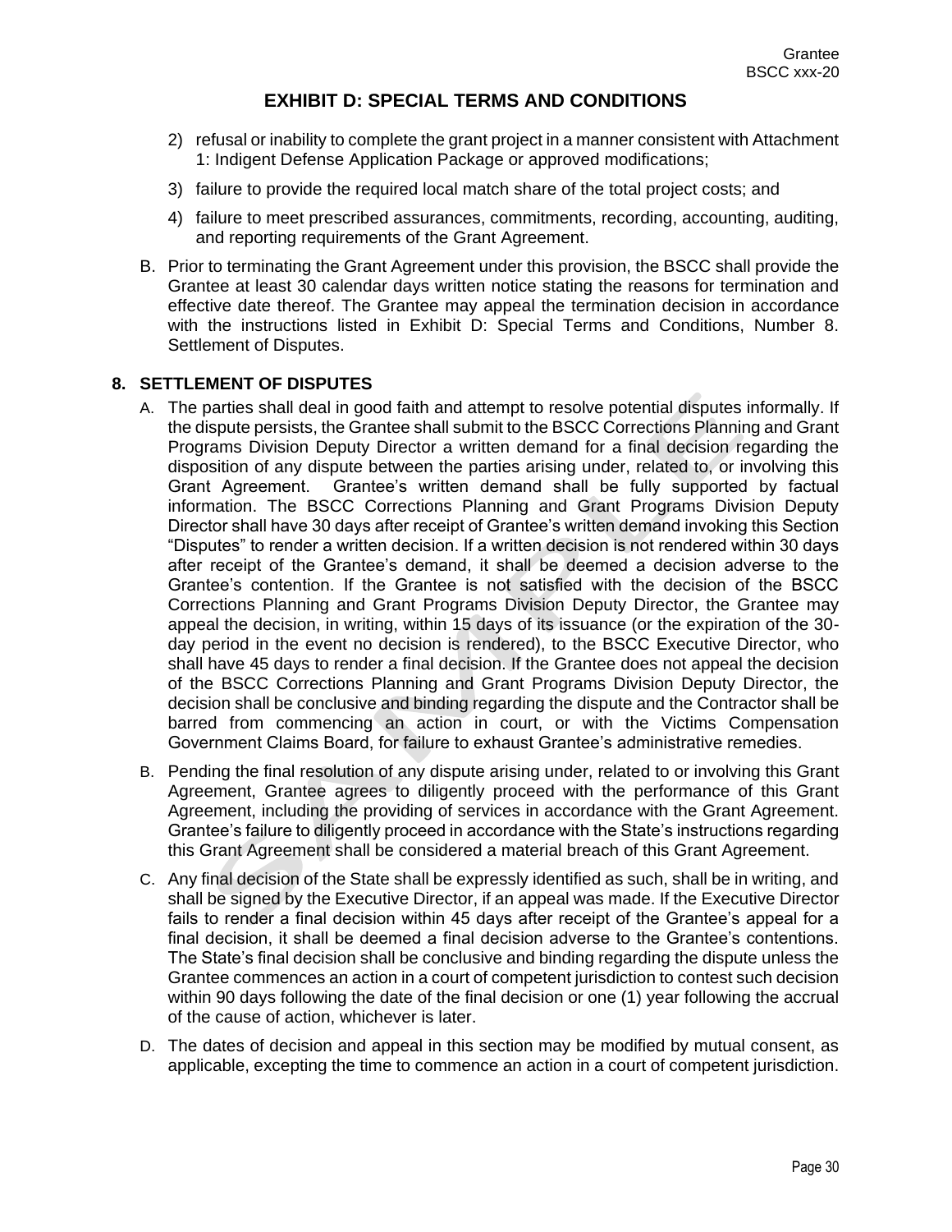# EXHIBIT D: SPECIAL TERMS AND CONDITIONS

2) refusal or inability to complete the grant project in a manner consistent with Attachment 1: Indigent Defense Application Package or approved modifications;

3) failure to provide the required local match share of the total project costs; and

4) failure to meet prescribed assurances, commitments, recording, accounting, auditing, and reporting requirements of the Grant Agreement.

B. Prior to terminating the Grant Agreement under this provision, the BSCC shall provide the Grantee at least 30 calendar days written notice stating the reasons for termination and effective date thereof. The Grantee may appeal the termination decision in accordance with the instructions listed in Exhibit D: Special Terms and Conditions, Number 8. Settlement of Disputes.

## 8. SETTLEMENT OF DISPUTES

A. The parties shall deal in good faith and attempt to resolve potential disputes informally. If the dispute persists, the Grantee shall submit to the BSCC Corrections Planning and Grant Programs Division Deputy Director a written demand for a final decision regarding the disposition of any dispute between the parties arising under, related to, or involving this Grant Agreement. Grantee's written demand shall be fully supported by factual information. The BSCC Corrections Planning and Grant Programs Division Deputy Director shall have 30 days after receipt of Grantee's written demand invoking this Section "Disputes" to render a written decision. If a written decision is not rendered within 30 days after receipt of the Grantee's demand, it shall be deemed a decision adverse to the Grantee's contention. If the Grantee is not satisfied with the decision of the BSCC Corrections Planning and Grant Programs Division Deputy Director, the Grantee may appeal the decision, in writing, within 15 days of its issuance (or the expiration of the 30-day period in the event no decision is rendered), to the BSCC Executive Director, who shall have 45 days to render a final decision. If the Grantee does not appeal the decision of the BSCC Corrections Planning and Grant Programs Division Deputy Director, the decision shall be conclusive and binding regarding the dispute and the Contractor shall be barred from commencing an action in court, or with the Victims Compensation Government Claims Board, for failure to exhaust Grantee's administrative remedies.

B. Pending the final resolution of any dispute arising under, related to or involving this Grant Agreement, Grantee agrees to diligently proceed with the performance of this Grant Agreement, including the providing of services in accordance with the Grant Agreement. Grantee's failure to diligently proceed in accordance with the State's instructions regarding this Grant Agreement shall be considered a material breach of this Grant Agreement.

C. Any final decision of the State shall be expressly identified as such, shall be in writing, and shall be signed by the Executive Director, if an appeal was made. If the Executive Director fails to render a final decision within 45 days after receipt of the Grantee's appeal for a final decision, it shall be deemed a final decision adverse to the Grantee's contentions. The State's final decision shall be conclusive and binding regarding the dispute unless the Grantee commences an action in a court of competent jurisdiction to contest such decision within 90 days following the date of the final decision or one (1) year following the accrual of the cause of action, whichever is later.

D. The dates of decision and appeal in this section may be modified by mutual consent, as applicable, excepting the time to commence an action in a court of competent jurisdiction.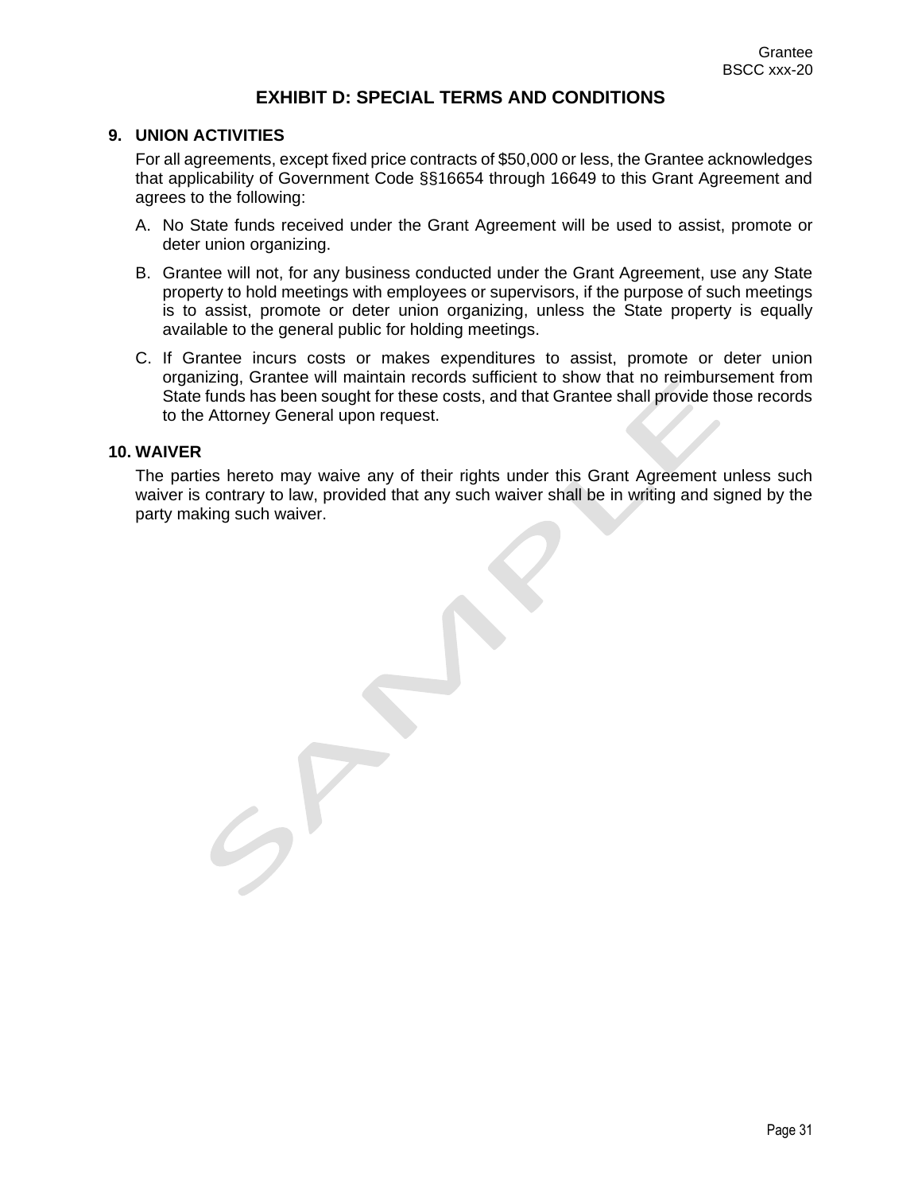## EXHIBIT D: SPECIAL TERMS AND CONDITIONS

### 9. UNION ACTIVITIES

For all agreements, except fixed price contracts of $50,000 or less, the Grantee acknowledges that applicability of Government Code §§16654 through 16649 to this Grant Agreement and agrees to the following:

A. No State funds received under the Grant Agreement will be used to assist, promote or deter union organizing.

B. Grantee will not, for any business conducted under the Grant Agreement, use any State property to hold meetings with employees or supervisors, if the purpose of such meetings is to assist, promote or deter union organizing, unless the State property is equally available to the general public for holding meetings.

C. If Grantee incurs costs or makes expenditures to assist, promote or deter union organizing, Grantee will maintain records sufficient to show that no reimbursement from State funds has been sought for these costs, and that Grantee shall provide those records to the Attorney General upon request.

### 10. WAIVER

The parties hereto may waive any of their rights under this Grant Agreement unless such waiver is contrary to law, provided that any such waiver shall be in writing and signed by the party making such waiver.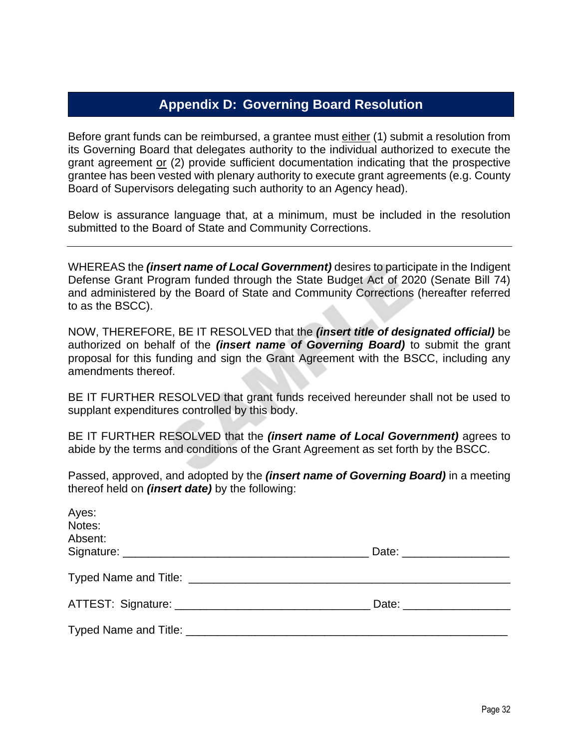## Appendix D: Governing Board Resolution

Before grant funds can be reimbursed, a grantee must either (1) submit a resolution from its Governing Board that delegates authority to the individual authorized to execute the grant agreement or (2) provide sufficient documentation indicating that the prospective grantee has been vested with plenary authority to execute grant agreements (e.g. County Board of Supervisors delegating such authority to an Agency head).

Below is assurance language that, at a minimum, must be included in the resolution submitted to the Board of State and Community Corrections.

---

WHEREAS the ***(insert name of Local Government)*** desires to participate in the Indigent Defense Grant Program funded through the State Budget Act of 2020 (Senate Bill 74) and administered by the Board of State and Community Corrections (hereafter referred to as the BSCC).

NOW, THEREFORE, BE IT RESOLVED that the ***(insert title of designated official)*** be authorized on behalf of the ***(insert name of Governing Board)*** to submit the grant proposal for this funding and sign the Grant Agreement with the BSCC, including any amendments thereof.

BE IT FURTHER RESOLVED that grant funds received hereunder shall not be used to supplant expenditures controlled by this body.

BE IT FURTHER RESOLVED that the ***(insert name of Local Government)*** agrees to abide by the terms and conditions of the Grant Agreement as set forth by the BSCC.

Passed, approved, and adopted by the ***(insert name of Governing Board)*** in a meeting thereof held on ***(insert date)*** by the following:

Ayes:
Notes:
Absent:
Signature: _______________________________________ Date: _________________

Typed Name and Title: _____________________________________________________

ATTEST: Signature: ______________________________ Date: _________________

Typed Name and Title: _____________________________________________________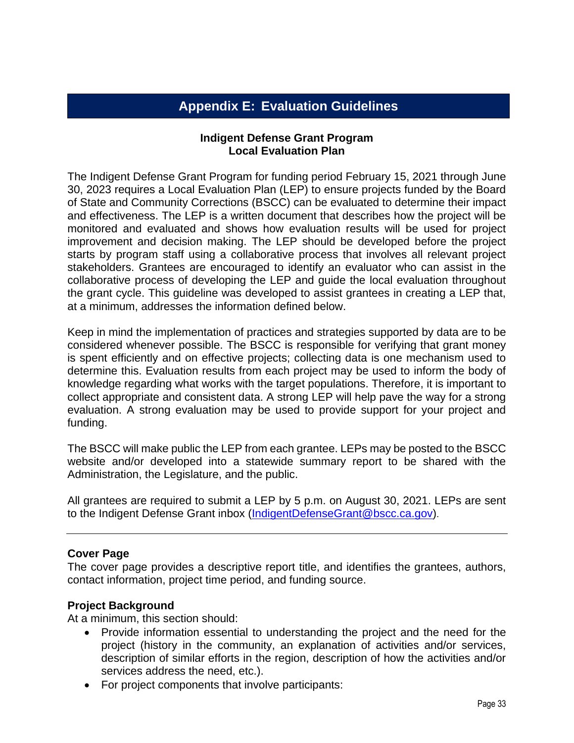# Appendix E: Evaluation Guidelines

**Indigent Defense Grant Program**
**Local Evaluation Plan**

The Indigent Defense Grant Program for funding period February 15, 2021 through June 30, 2023 requires a Local Evaluation Plan (LEP) to ensure projects funded by the Board of State and Community Corrections (BSCC) can be evaluated to determine their impact and effectiveness. The LEP is a written document that describes how the project will be monitored and evaluated and shows how evaluation results will be used for project improvement and decision making. The LEP should be developed before the project starts by program staff using a collaborative process that involves all relevant project stakeholders. Grantees are encouraged to identify an evaluator who can assist in the collaborative process of developing the LEP and guide the local evaluation throughout the grant cycle. This guideline was developed to assist grantees in creating a LEP that, at a minimum, addresses the information defined below.

Keep in mind the implementation of practices and strategies supported by data are to be considered whenever possible. The BSCC is responsible for verifying that grant money is spent efficiently and on effective projects; collecting data is one mechanism used to determine this. Evaluation results from each project may be used to inform the body of knowledge regarding what works with the target populations. Therefore, it is important to collect appropriate and consistent data. A strong LEP will help pave the way for a strong evaluation. A strong evaluation may be used to provide support for your project and funding.

The BSCC will make public the LEP from each grantee. LEPs may be posted to the BSCC website and/or developed into a statewide summary report to be shared with the Administration, the Legislature, and the public.

All grantees are required to submit a LEP by 5 p.m. on August 30, 2021. LEPs are sent to the Indigent Defense Grant inbox (IndigentDefenseGrant@bscc.ca.gov).

---

**Cover Page**
The cover page provides a descriptive report title, and identifies the grantees, authors, contact information, project time period, and funding source.

**Project Background**
At a minimum, this section should:

- Provide information essential to understanding the project and the need for the project (history in the community, an explanation of activities and/or services, description of similar efforts in the region, description of how the activities and/or services address the need, etc.).
- For project components that involve participants: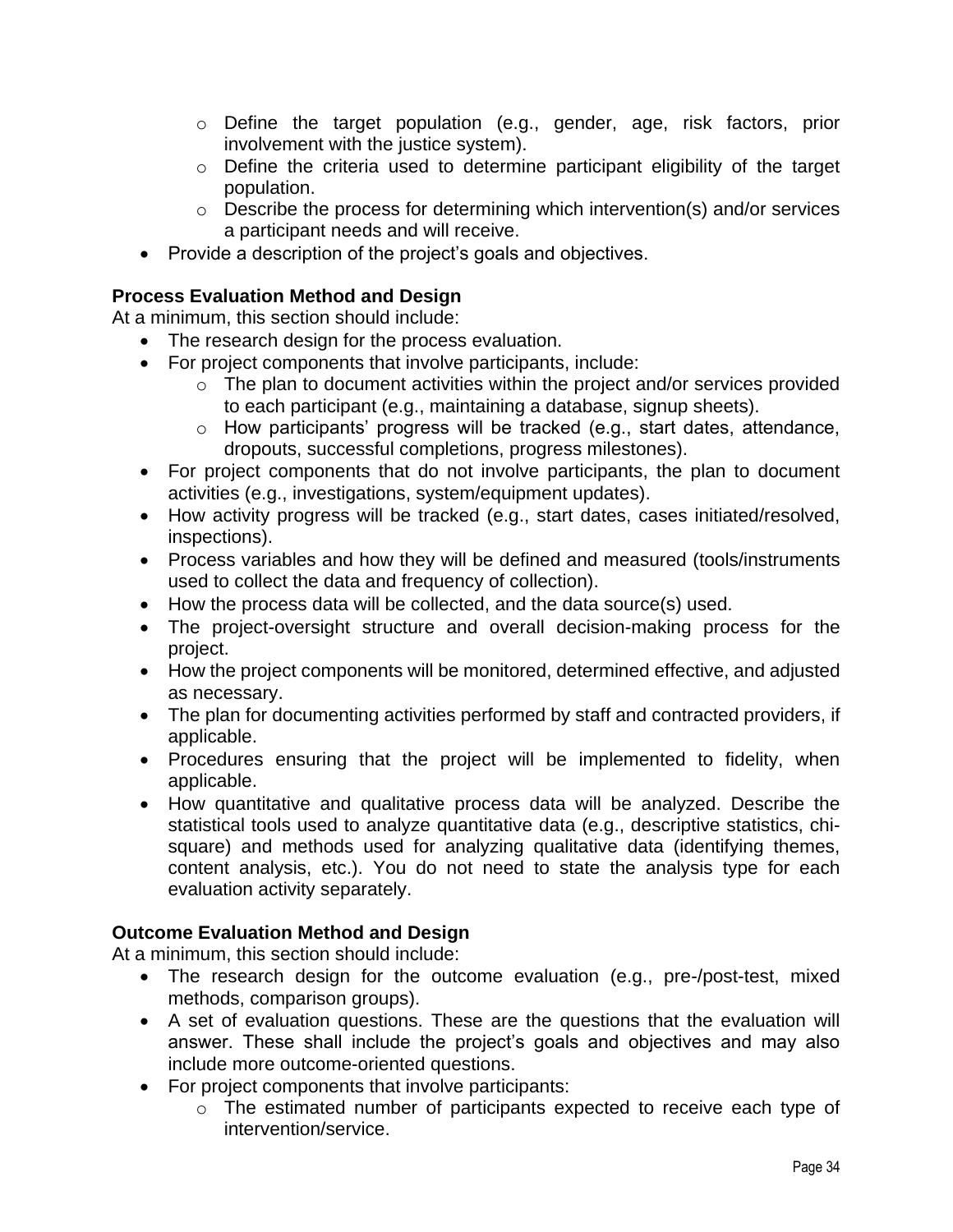- Define the target population (e.g., gender, age, risk factors, prior involvement with the justice system).
    - Define the criteria used to determine participant eligibility of the target population.
    - Describe the process for determining which intervention(s) and/or services a participant needs and will receive.
- Provide a description of the project's goals and objectives.

**Process Evaluation Method and Design**

At a minimum, this section should include:

- The research design for the process evaluation.
- For project components that involve participants, include:
    - The plan to document activities within the project and/or services provided to each participant (e.g., maintaining a database, signup sheets).
    - How participants' progress will be tracked (e.g., start dates, attendance, dropouts, successful completions, progress milestones).
- For project components that do not involve participants, the plan to document activities (e.g., investigations, system/equipment updates).
- How activity progress will be tracked (e.g., start dates, cases initiated/resolved, inspections).
- Process variables and how they will be defined and measured (tools/instruments used to collect the data and frequency of collection).
- How the process data will be collected, and the data source(s) used.
- The project-oversight structure and overall decision-making process for the project.
- How the project components will be monitored, determined effective, and adjusted as necessary.
- The plan for documenting activities performed by staff and contracted providers, if applicable.
- Procedures ensuring that the project will be implemented to fidelity, when applicable.
- How quantitative and qualitative process data will be analyzed. Describe the statistical tools used to analyze quantitative data (e.g., descriptive statistics, chi-square) and methods used for analyzing qualitative data (identifying themes, content analysis, etc.). You do not need to state the analysis type for each evaluation activity separately.

**Outcome Evaluation Method and Design**

At a minimum, this section should include:

- The research design for the outcome evaluation (e.g., pre-/post-test, mixed methods, comparison groups).
- A set of evaluation questions. These are the questions that the evaluation will answer. These shall include the project's goals and objectives and may also include more outcome-oriented questions.
- For project components that involve participants:
    - The estimated number of participants expected to receive each type of intervention/service.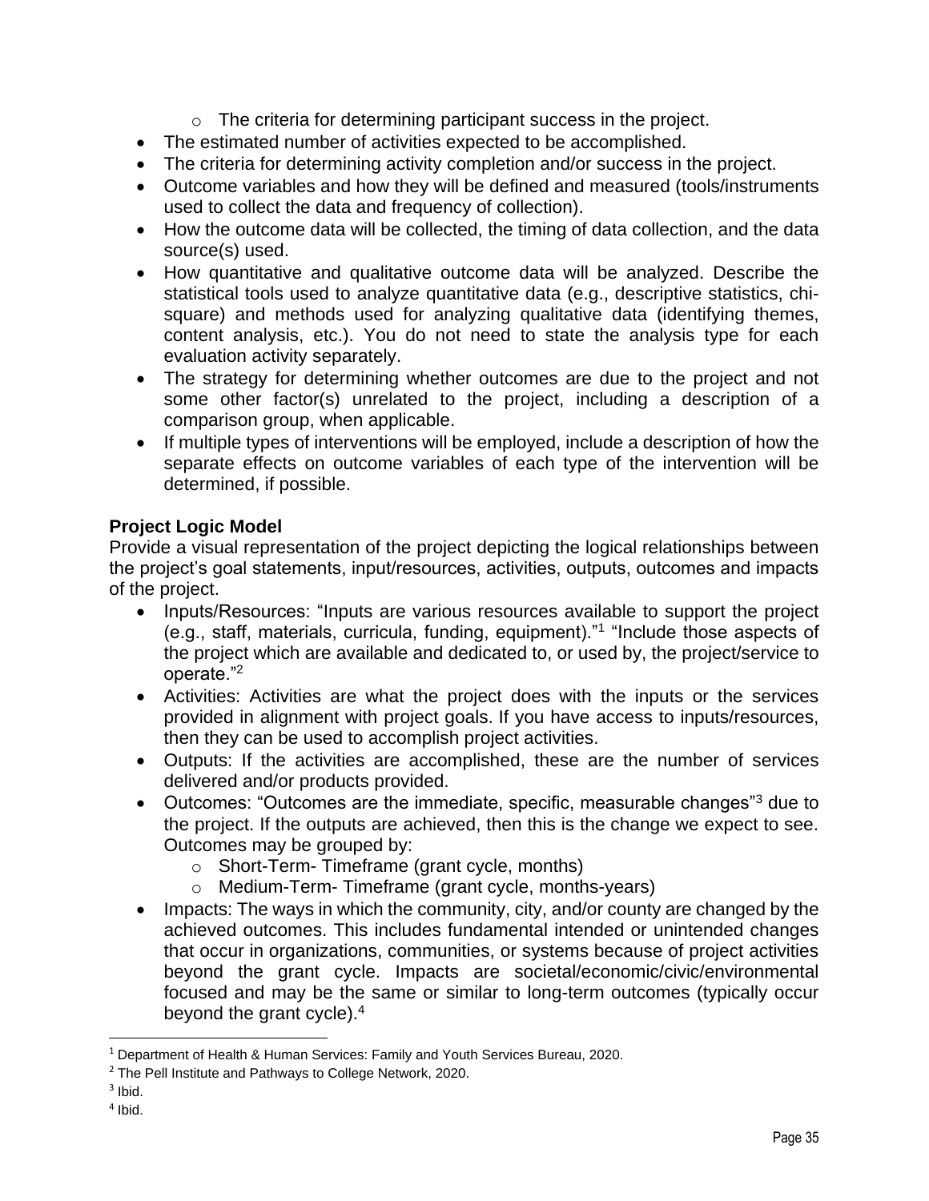- The criteria for determining participant success in the project.
- The estimated number of activities expected to be accomplished.
- The criteria for determining activity completion and/or success in the project.
- Outcome variables and how they will be defined and measured (tools/instruments used to collect the data and frequency of collection).
- How the outcome data will be collected, the timing of data collection, and the data source(s) used.
- How quantitative and qualitative outcome data will be analyzed. Describe the statistical tools used to analyze quantitative data (e.g., descriptive statistics, chi-square) and methods used for analyzing qualitative data (identifying themes, content analysis, etc.). You do not need to state the analysis type for each evaluation activity separately.
- The strategy for determining whether outcomes are due to the project and not some other factor(s) unrelated to the project, including a description of a comparison group, when applicable.
- If multiple types of interventions will be employed, include a description of how the separate effects on outcome variables of each type of the intervention will be determined, if possible.

**Project Logic Model**

Provide a visual representation of the project depicting the logical relationships between the project's goal statements, input/resources, activities, outputs, outcomes and impacts of the project.

- Inputs/Resources: "Inputs are various resources available to support the project (e.g., staff, materials, curricula, funding, equipment)."[1] "Include those aspects of the project which are available and dedicated to, or used by, the project/service to operate."[2]
- Activities: Activities are what the project does with the inputs or the services provided in alignment with project goals. If you have access to inputs/resources, then they can be used to accomplish project activities.
- Outputs: If the activities are accomplished, these are the number of services delivered and/or products provided.
- Outcomes: "Outcomes are the immediate, specific, measurable changes"[3] due to the project. If the outputs are achieved, then this is the change we expect to see. Outcomes may be grouped by:
  - Short-Term- Timeframe (grant cycle, months)
  - Medium-Term- Timeframe (grant cycle, months-years)
- Impacts: The ways in which the community, city, and/or county are changed by the achieved outcomes. This includes fundamental intended or unintended changes that occur in organizations, communities, or systems because of project activities beyond the grant cycle. Impacts are societal/economic/civic/environmental focused and may be the same or similar to long-term outcomes (typically occur beyond the grant cycle).[4]

---

[1] Department of Health & Human Services: Family and Youth Services Bureau, 2020.

[2] The Pell Institute and Pathways to College Network, 2020.

[3] Ibid.

[4] Ibid.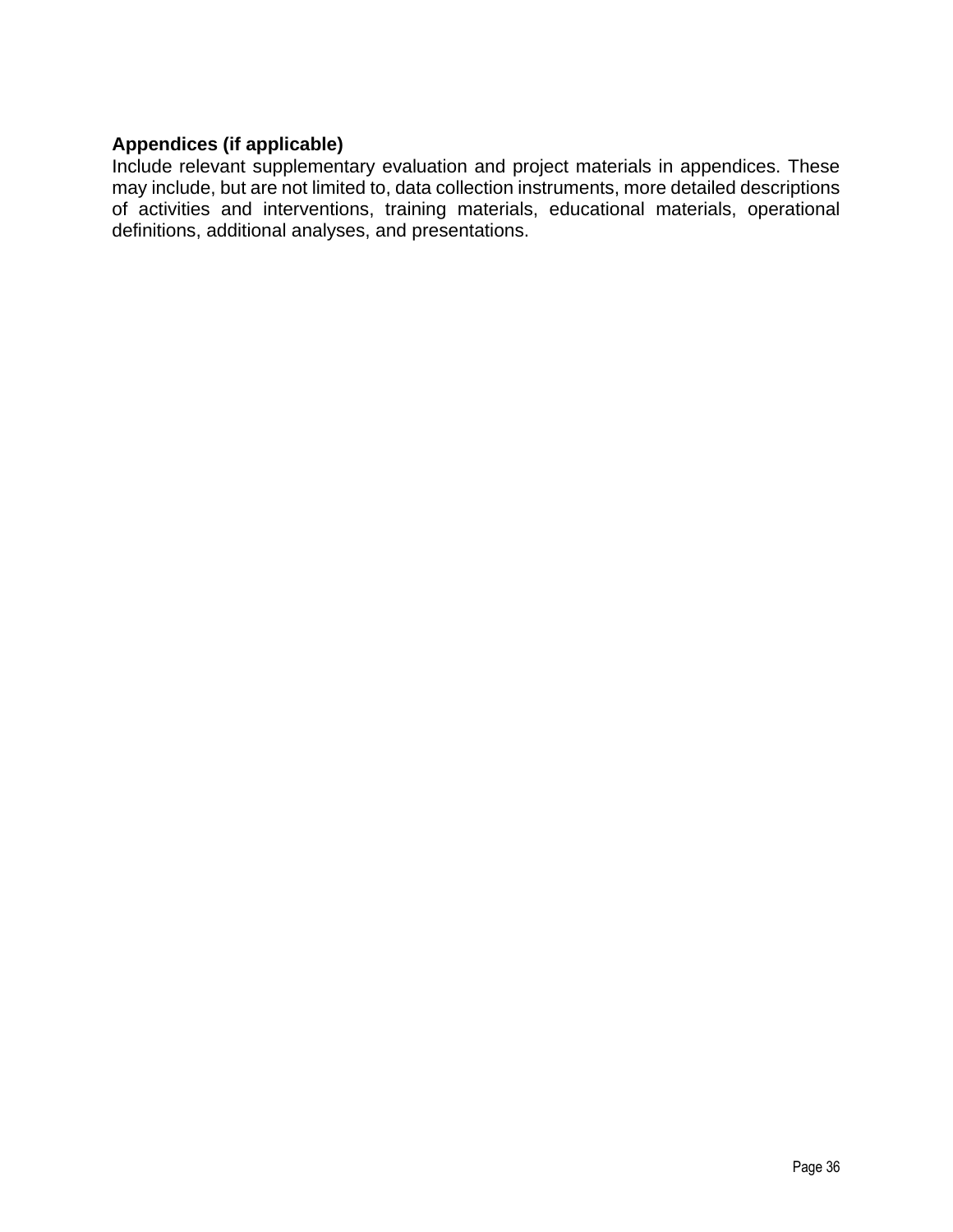**Appendices (if applicable)**

Include relevant supplementary evaluation and project materials in appendices. These may include, but are not limited to, data collection instruments, more detailed descriptions of activities and interventions, training materials, educational materials, operational definitions, additional analyses, and presentations.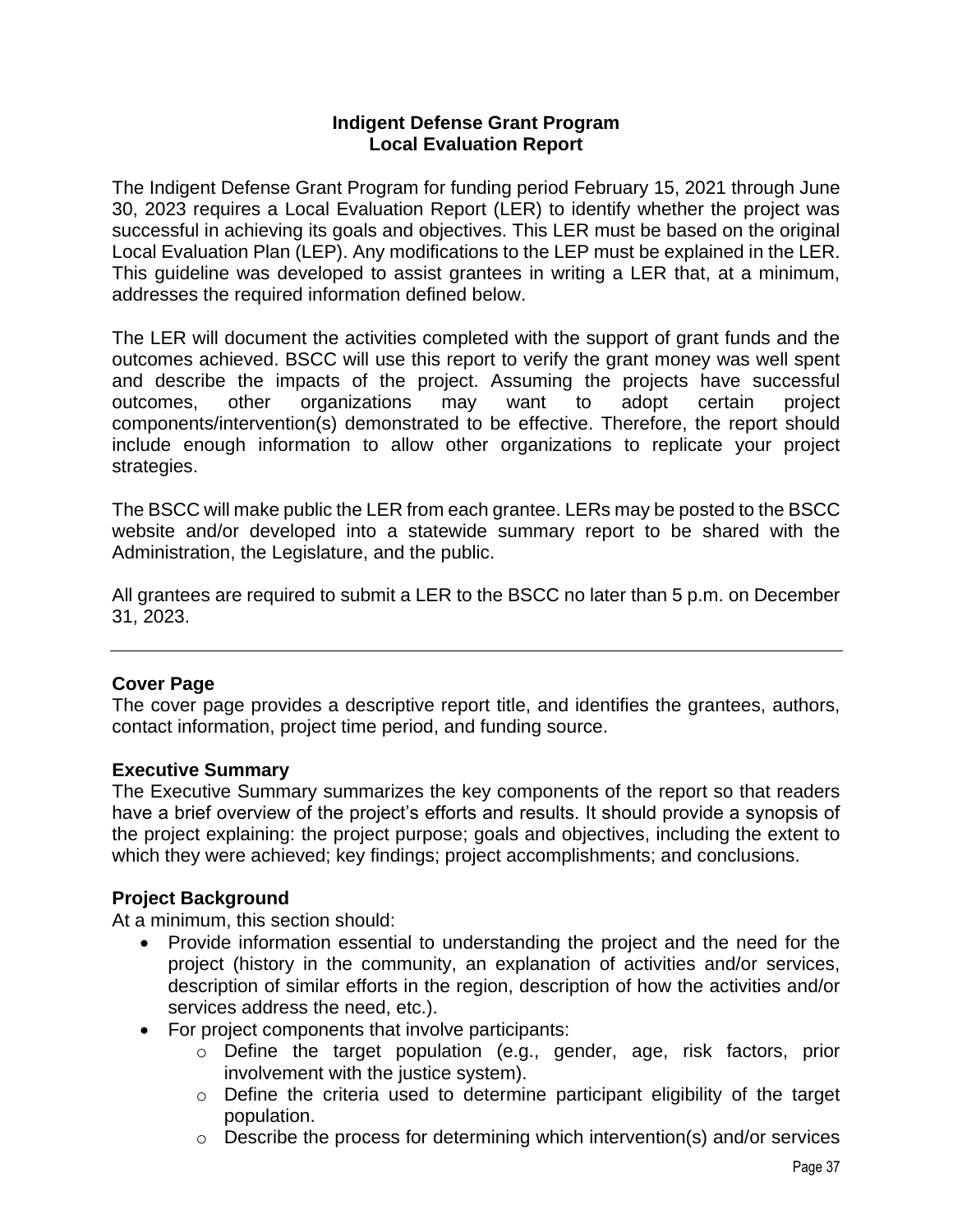**Indigent Defense Grant Program**
**Local Evaluation Report**

The Indigent Defense Grant Program for funding period February 15, 2021 through June 30, 2023 requires a Local Evaluation Report (LER) to identify whether the project was successful in achieving its goals and objectives. This LER must be based on the original Local Evaluation Plan (LEP). Any modifications to the LEP must be explained in the LER. This guideline was developed to assist grantees in writing a LER that, at a minimum, addresses the required information defined below.

The LER will document the activities completed with the support of grant funds and the outcomes achieved. BSCC will use this report to verify the grant money was well spent and describe the impacts of the project. Assuming the projects have successful outcomes, other organizations may want to adopt certain project components/intervention(s) demonstrated to be effective. Therefore, the report should include enough information to allow other organizations to replicate your project strategies.

The BSCC will make public the LER from each grantee. LERs may be posted to the BSCC website and/or developed into a statewide summary report to be shared with the Administration, the Legislature, and the public.

All grantees are required to submit a LER to the BSCC no later than 5 p.m. on December 31, 2023.

---

**Cover Page**
The cover page provides a descriptive report title, and identifies the grantees, authors, contact information, project time period, and funding source.

**Executive Summary**
The Executive Summary summarizes the key components of the report so that readers have a brief overview of the project's efforts and results. It should provide a synopsis of the project explaining: the project purpose; goals and objectives, including the extent to which they were achieved; key findings; project accomplishments; and conclusions.

**Project Background**
At a minimum, this section should:

- Provide information essential to understanding the project and the need for the project (history in the community, an explanation of activities and/or services, description of similar efforts in the region, description of how the activities and/or services address the need, etc.).
- For project components that involve participants:
  - Define the target population (e.g., gender, age, risk factors, prior involvement with the justice system).
  - Define the criteria used to determine participant eligibility of the target population.
  - Describe the process for determining which intervention(s) and/or services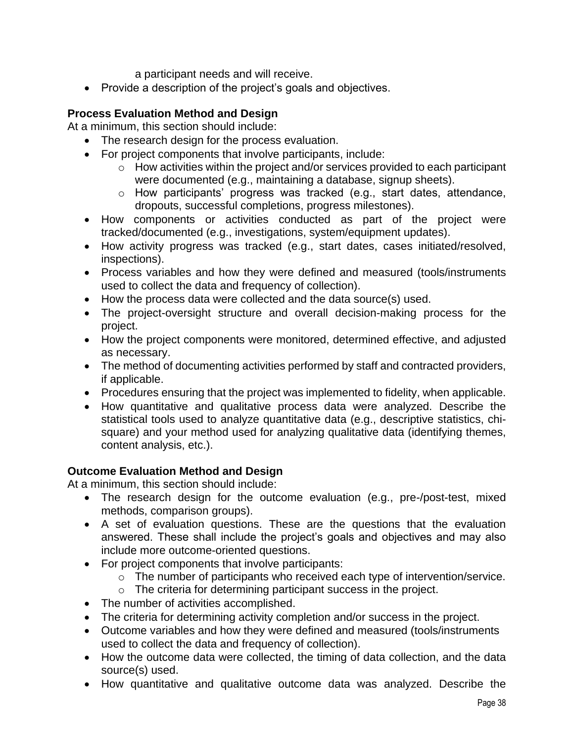a participant needs and will receive.

- Provide a description of the project's goals and objectives.

**Process Evaluation Method and Design**

At a minimum, this section should include:

- The research design for the process evaluation.
- For project components that involve participants, include:
    - How activities within the project and/or services provided to each participant were documented (e.g., maintaining a database, signup sheets).
    - How participants' progress was tracked (e.g., start dates, attendance, dropouts, successful completions, progress milestones).
- How components or activities conducted as part of the project were tracked/documented (e.g., investigations, system/equipment updates).
- How activity progress was tracked (e.g., start dates, cases initiated/resolved, inspections).
- Process variables and how they were defined and measured (tools/instruments used to collect the data and frequency of collection).
- How the process data were collected and the data source(s) used.
- The project-oversight structure and overall decision-making process for the project.
- How the project components were monitored, determined effective, and adjusted as necessary.
- The method of documenting activities performed by staff and contracted providers, if applicable.
- Procedures ensuring that the project was implemented to fidelity, when applicable.
- How quantitative and qualitative process data were analyzed. Describe the statistical tools used to analyze quantitative data (e.g., descriptive statistics, chi-square) and your method used for analyzing qualitative data (identifying themes, content analysis, etc.).

**Outcome Evaluation Method and Design**

At a minimum, this section should include:

- The research design for the outcome evaluation (e.g., pre-/post-test, mixed methods, comparison groups).
- A set of evaluation questions. These are the questions that the evaluation answered. These shall include the project's goals and objectives and may also include more outcome-oriented questions.
- For project components that involve participants:
    - The number of participants who received each type of intervention/service.
    - The criteria for determining participant success in the project.
- The number of activities accomplished.
- The criteria for determining activity completion and/or success in the project.
- Outcome variables and how they were defined and measured (tools/instruments used to collect the data and frequency of collection).
- How the outcome data were collected, the timing of data collection, and the data source(s) used.
- How quantitative and qualitative outcome data was analyzed. Describe the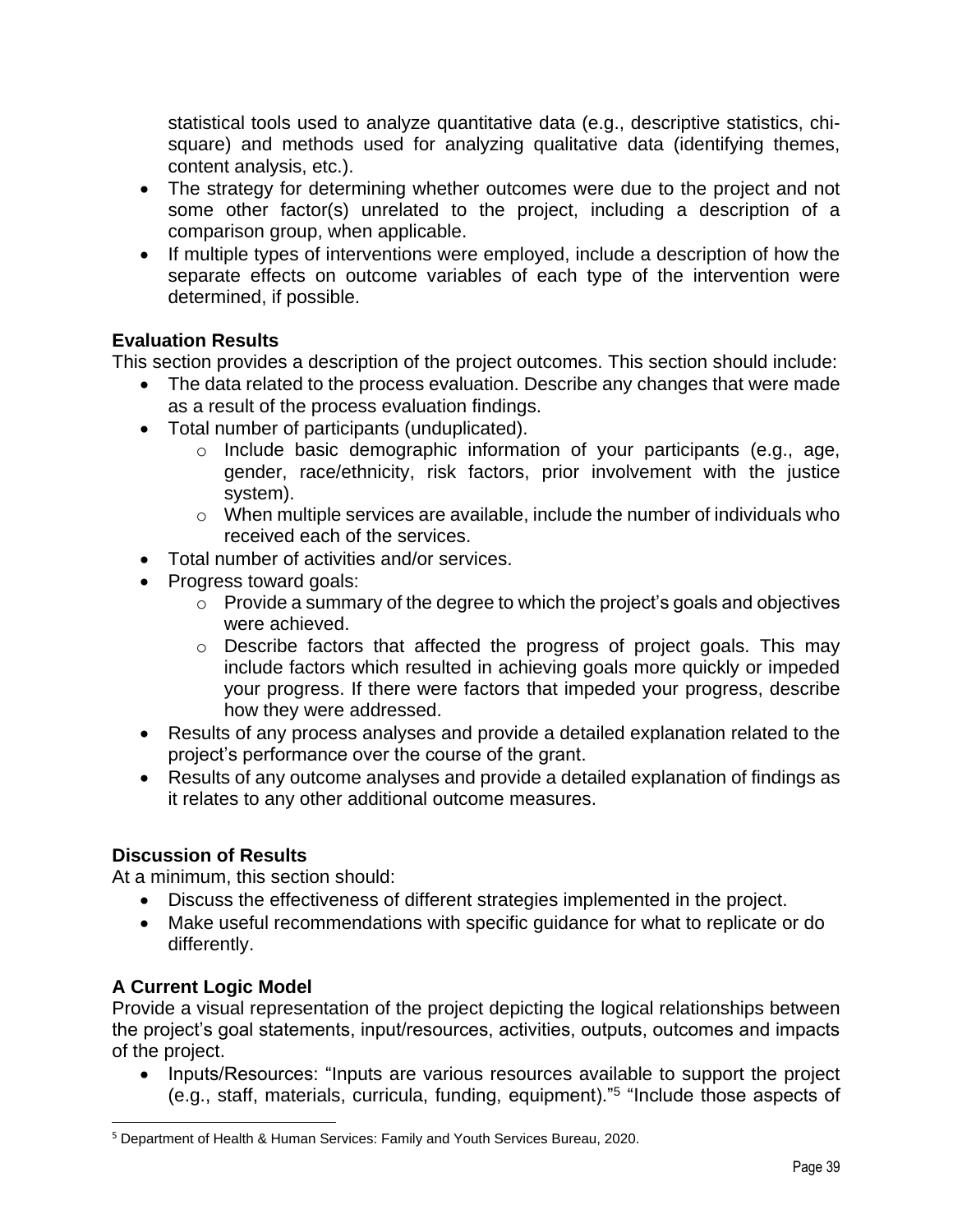statistical tools used to analyze quantitative data (e.g., descriptive statistics, chi-square) and methods used for analyzing qualitative data (identifying themes, content analysis, etc.).

- The strategy for determining whether outcomes were due to the project and not some other factor(s) unrelated to the project, including a description of a comparison group, when applicable.
- If multiple types of interventions were employed, include a description of how the separate effects on outcome variables of each type of the intervention were determined, if possible.

**Evaluation Results**

This section provides a description of the project outcomes. This section should include:

- The data related to the process evaluation. Describe any changes that were made as a result of the process evaluation findings.
- Total number of participants (unduplicated).
  - Include basic demographic information of your participants (e.g., age, gender, race/ethnicity, risk factors, prior involvement with the justice system).
  - When multiple services are available, include the number of individuals who received each of the services.
- Total number of activities and/or services.
- Progress toward goals:
  - Provide a summary of the degree to which the project's goals and objectives were achieved.
  - Describe factors that affected the progress of project goals. This may include factors which resulted in achieving goals more quickly or impeded your progress. If there were factors that impeded your progress, describe how they were addressed.
- Results of any process analyses and provide a detailed explanation related to the project's performance over the course of the grant.
- Results of any outcome analyses and provide a detailed explanation of findings as it relates to any other additional outcome measures.

**Discussion of Results**

At a minimum, this section should:

- Discuss the effectiveness of different strategies implemented in the project.
- Make useful recommendations with specific guidance for what to replicate or do differently.

**A Current Logic Model**

Provide a visual representation of the project depicting the logical relationships between the project's goal statements, input/resources, activities, outputs, outcomes and impacts of the project.

- Inputs/Resources: "Inputs are various resources available to support the project (e.g., staff, materials, curricula, funding, equipment)."[5] "Include those aspects of

[5] Department of Health & Human Services: Family and Youth Services Bureau, 2020.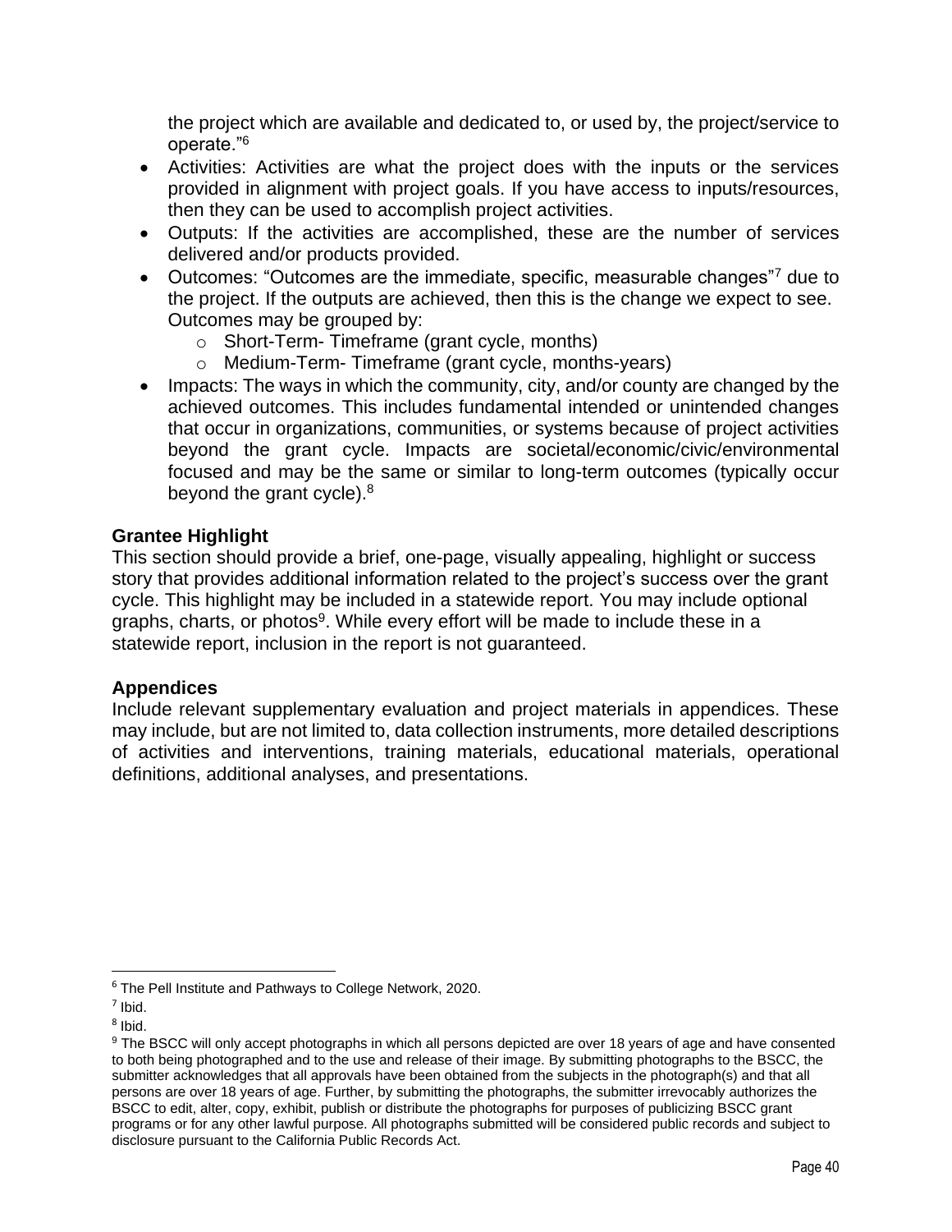the project which are available and dedicated to, or used by, the project/service to operate."[6]

- Activities: Activities are what the project does with the inputs or the services provided in alignment with project goals. If you have access to inputs/resources, then they can be used to accomplish project activities.
- Outputs: If the activities are accomplished, these are the number of services delivered and/or products provided.
- Outcomes: "Outcomes are the immediate, specific, measurable changes"[7] due to the project. If the outputs are achieved, then this is the change we expect to see. Outcomes may be grouped by:
  - Short-Term- Timeframe (grant cycle, months)
  - Medium-Term- Timeframe (grant cycle, months-years)
- Impacts: The ways in which the community, city, and/or county are changed by the achieved outcomes. This includes fundamental intended or unintended changes that occur in organizations, communities, or systems because of project activities beyond the grant cycle. Impacts are societal/economic/civic/environmental focused and may be the same or similar to long-term outcomes (typically occur beyond the grant cycle).[8]

**Grantee Highlight**

This section should provide a brief, one-page, visually appealing, highlight or success story that provides additional information related to the project's success over the grant cycle. This highlight may be included in a statewide report. You may include optional graphs, charts, or photos[9]. While every effort will be made to include these in a statewide report, inclusion in the report is not guaranteed.

**Appendices**

Include relevant supplementary evaluation and project materials in appendices. These may include, but are not limited to, data collection instruments, more detailed descriptions of activities and interventions, training materials, educational materials, operational definitions, additional analyses, and presentations.

---

[6] The Pell Institute and Pathways to College Network, 2020.

[7] Ibid.

[8] Ibid.

[9] The BSCC will only accept photographs in which all persons depicted are over 18 years of age and have consented to both being photographed and to the use and release of their image. By submitting photographs to the BSCC, the submitter acknowledges that all approvals have been obtained from the subjects in the photograph(s) and that all persons are over 18 years of age. Further, by submitting the photographs, the submitter irrevocably authorizes the BSCC to edit, alter, copy, exhibit, publish or distribute the photographs for purposes of publicizing BSCC grant programs or for any other lawful purpose. All photographs submitted will be considered public records and subject to disclosure pursuant to the California Public Records Act.